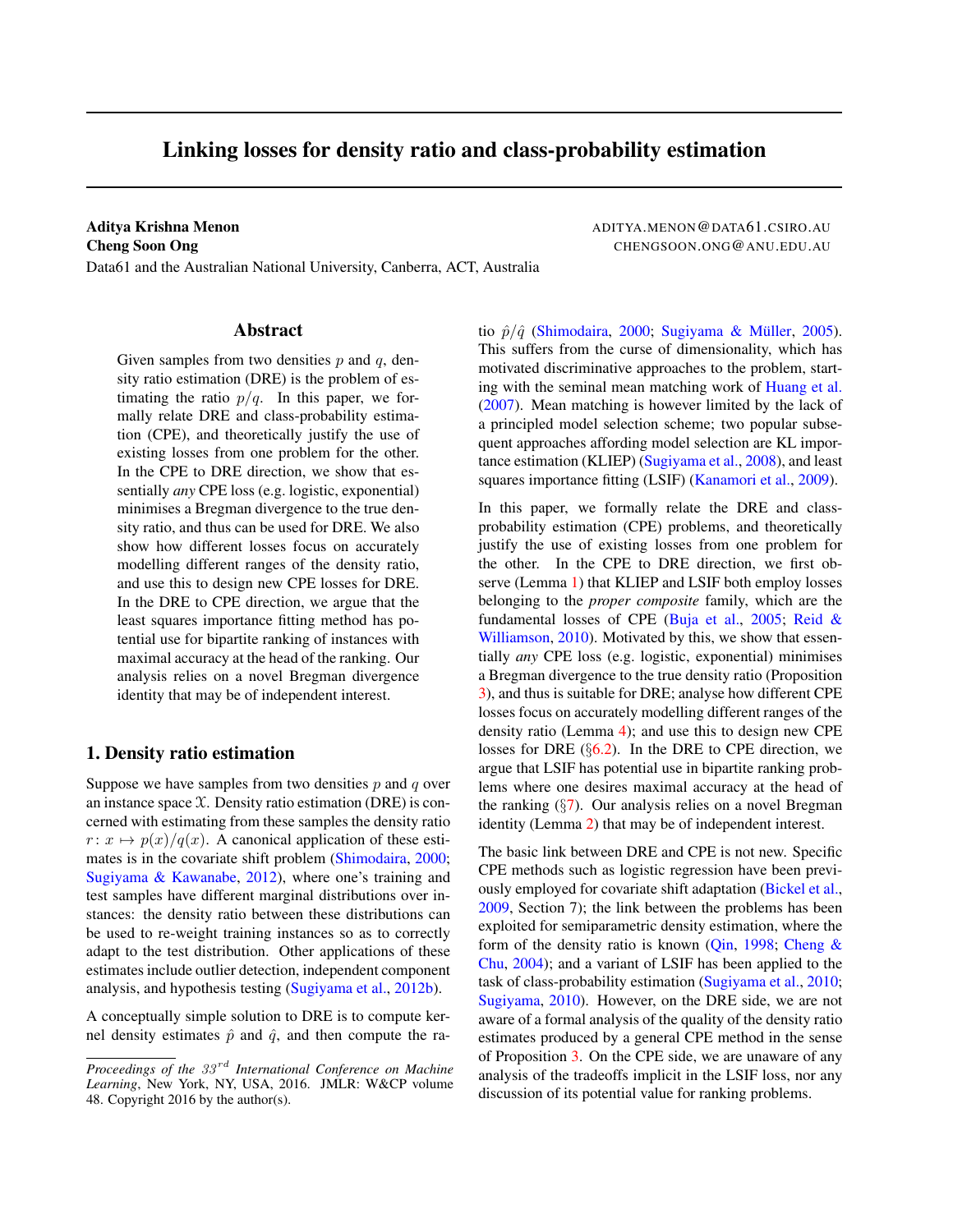# Linking losses for density ratio and class-probability estimation

**Aditya Krishna Menon** ADITYA.MENON@DATA61.CSIRO.AU
**Cheng Soon Ong** CHENGSOON.ONG@ANU.EDU.AU
Data61 and the Australian National University, Canberra, ACT, Australia

## Abstract

Given samples from two densities $p$ and $q$, density ratio estimation (DRE) is the problem of estimating the ratio $p/q$. In this paper, we formally relate DRE and class-probability estimation (CPE), and theoretically justify the use of existing losses from one problem for the other. In the CPE to DRE direction, we show that essentially *any* CPE loss (e.g. logistic, exponential) minimises a Bregman divergence to the true density ratio, and thus can be used for DRE. We also show how different losses focus on accurately modelling different ranges of the density ratio, and use this to design new CPE losses for DRE. In the DRE to CPE direction, we argue that the least squares importance fitting method has potential use for bipartite ranking of instances with maximal accuracy at the head of the ranking. Our analysis relies on a novel Bregman divergence identity that may be of independent interest.

## 1. Density ratio estimation

Suppose we have samples from two densities $p$ and $q$ over an instance space $\mathcal{X}$. Density ratio estimation (DRE) is concerned with estimating from these samples the density ratio $r \colon x \mapsto p(x)/q(x)$. A canonical application of these estimates is in the covariate shift problem (Shimodaira, 2000; Sugiyama & Kawanabe, 2012), where one's training and test samples have different marginal distributions over instances: the density ratio between these distributions can be used to re-weight training instances so as to correctly adapt to the test distribution. Other applications of these estimates include outlier detection, independent component analysis, and hypothesis testing (Sugiyama et al., 2012b).

A conceptually simple solution to DRE is to compute kernel density estimates $\hat{p}$ and $\hat{q}$, and then compute the ratio $\hat{p}/\hat{q}$ (Shimodaira, 2000; Sugiyama & Müller, 2005). This suffers from the curse of dimensionality, which has motivated discriminative approaches to the problem, starting with the seminal mean matching work of Huang et al. (2007). Mean matching is however limited by the lack of a principled model selection scheme; two popular subsequent approaches affording model selection are KL importance estimation (KLIEP) (Sugiyama et al., 2008), and least squares importance fitting (LSIF) (Kanamori et al., 2009).

In this paper, we formally relate the DRE and class-probability estimation (CPE) problems, and theoretically justify the use of existing losses from one problem for the other. In the CPE to DRE direction, we first observe (Lemma 1) that KLIEP and LSIF both employ losses belonging to the *proper composite* family, which are the fundamental losses of CPE (Buja et al., 2005; Reid & Williamson, 2010). Motivated by this, we show that essentially *any* CPE loss (e.g. logistic, exponential) minimises a Bregman divergence to the true density ratio (Proposition 3), and thus is suitable for DRE; analyse how different CPE losses focus on accurately modelling different ranges of the density ratio (Lemma 4); and use this to design new CPE losses for DRE (§6.2). In the DRE to CPE direction, we argue that LSIF has potential use in bipartite ranking problems where one desires maximal accuracy at the head of the ranking (§7). Our analysis relies on a novel Bregman identity (Lemma 2) that may be of independent interest.

The basic link between DRE and CPE is not new. Specific CPE methods such as logistic regression have been previously employed for covariate shift adaptation (Bickel et al., 2009, Section 7); the link between the problems has been exploited for semiparametric density estimation, where the form of the density ratio is known (Qin, 1998; Cheng & Chu, 2004); and a variant of LSIF has been applied to the task of class-probability estimation (Sugiyama et al., 2010; Sugiyama, 2010). However, on the DRE side, we are not aware of a formal analysis of the quality of the density ratio estimates produced by a general CPE method in the sense of Proposition 3. On the CPE side, we are unaware of any analysis of the tradeoffs implicit in the LSIF loss, nor any discussion of its potential value for ranking problems.

*Proceedings of the $33^{rd}$ International Conference on Machine Learning*, New York, NY, USA, 2016. JMLR: W&CP volume 48. Copyright 2016 by the author(s).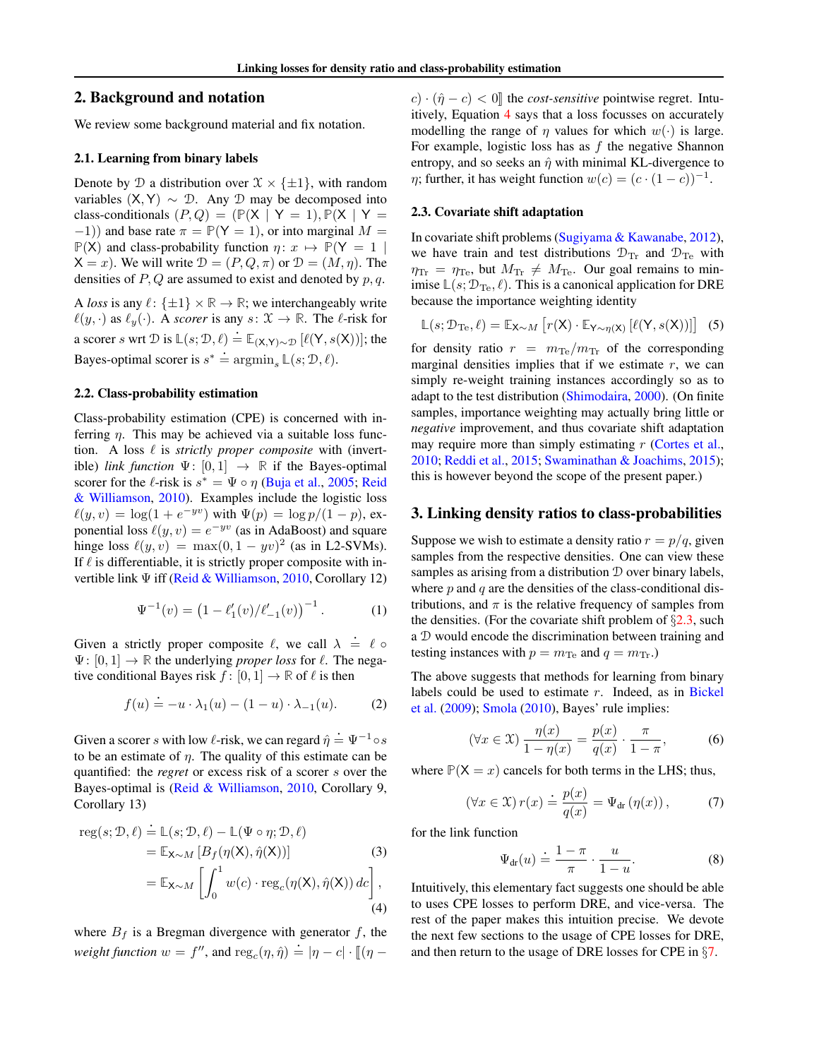## 2. Background and notation

We review some background material and fix notation.

### 2.1. Learning from binary labels

Denote by $\mathcal{D}$ a distribution over $\mathcal{X} \times \{\pm 1\}$, with random variables $(\mathsf{X}, \mathsf{Y}) \sim \mathcal{D}$. Any $\mathcal{D}$ may be decomposed into class-conditionals $(P, Q) = (\mathbb{P}(\mathsf{X} \mid \mathsf{Y} = 1), \mathbb{P}(\mathsf{X} \mid \mathsf{Y} = -1))$ and base rate $\pi = \mathbb{P}(\mathsf{Y} = 1)$, or into marginal $M = \mathbb{P}(\mathsf{X})$ and class-probability function $\eta \colon x \mapsto \mathbb{P}(\mathsf{Y} = 1 \mid \mathsf{X} = x)$. We will write $\mathcal{D} = (P, Q, \pi)$ or $\mathcal{D} = (M, \eta)$. The densities of $P, Q$ are assumed to exist and denoted by $p, q$.

A *loss* is any $\ell \colon \{\pm 1\} \times \mathbb{R} \to \mathbb{R}$; we interchangeably write $\ell(y, \cdot)$ as $\ell_y(\cdot)$. A *scorer* is any $s \colon \mathcal{X} \to \mathbb{R}$. The $\ell$-risk for a scorer $s$ wrt $\mathcal{D}$ is $\mathbb{L}(s; \mathcal{D}, \ell) \doteq \mathbb{E}_{(\mathsf{X},\mathsf{Y}) \sim \mathcal{D}} \left[ \ell(\mathsf{Y}, s(\mathsf{X})) \right]$; the Bayes-optimal scorer is $s^* \doteq \operatorname{argmin}_s \mathbb{L}(s; \mathcal{D}, \ell)$.

### 2.2. Class-probability estimation

Class-probability estimation (CPE) is concerned with inferring $\eta$. This may be achieved via a suitable loss function. A loss $\ell$ is *strictly proper composite* with (invertible) *link function* $\Psi \colon [0, 1] \to \mathbb{R}$ if the Bayes-optimal scorer for the $\ell$-risk is $s^* = \Psi \circ \eta$ (Buja et al., 2005; Reid & Williamson, 2010). Examples include the logistic loss $\ell(y, v) = \log(1 + e^{-yv})$ with $\Psi(p) = \log p/(1 - p)$, exponential loss $\ell(y, v) = e^{-yv}$ (as in AdaBoost) and square hinge loss $\ell(y, v) = \max(0, 1 - yv)^2$ (as in L2-SVMs). If $\ell$ is differentiable, it is strictly proper composite with invertible link $\Psi$ iff (Reid & Williamson, 2010, Corollary 12)

$$\Psi^{-1}(v) = \left( 1 - \ell_1'(v)/\ell_{-1}'(v) \right)^{-1}. \tag{1}$$

Given a strictly proper composite $\ell$, we call $\lambda \doteq \ell \circ \Psi \colon [0, 1] \to \mathbb{R}$ the underlying *proper loss* for $\ell$. The negative conditional Bayes risk $f \colon [0, 1] \to \mathbb{R}$ of $\ell$ is then

$$f(u) \doteq -u \cdot \lambda_1(u) - (1 - u) \cdot \lambda_{-1}(u). \tag{2}$$

Given a scorer $s$ with low $\ell$-risk, we can regard $\hat{\eta} \doteq \Psi^{-1} \circ s$ to be an estimate of $\eta$. The quality of this estimate can be quantified: the *regret* or excess risk of a scorer $s$ over the Bayes-optimal is (Reid & Williamson, 2010, Corollary 9, Corollary 13)

$$\begin{aligned}
\operatorname{reg}(s; \mathcal{D}, \ell) &\doteq \mathbb{L}(s; \mathcal{D}, \ell) - \mathbb{L}(\Psi \circ \eta; \mathcal{D}, \ell) \\
&= \mathbb{E}_{\mathsf{X} \sim M} \left[ B_f(\eta(\mathsf{X}), \hat{\eta}(\mathsf{X})) \right] \qquad (3) \\
&= \mathbb{E}_{\mathsf{X} \sim M} \left[ \int_0^1 w(c) \cdot \operatorname{reg}_c(\eta(\mathsf{X}), \hat{\eta}(\mathsf{X}))\, dc \right], \qquad (4)
\end{aligned}$$

where $B_f$ is a Bregman divergence with generator $f$, the *weight function* $w = f''$, and $\operatorname{reg}_c(\eta, \hat{\eta}) \doteq |\eta - c| \cdot [\![ (\eta - c) \cdot (\hat{\eta} - c) < 0 ]\!]$ the *cost-sensitive* pointwise regret. Intuitively, Equation 4 says that a loss focusses on accurately modelling the range of $\eta$ values for which $w(\cdot)$ is large. For example, logistic loss has as $f$ the negative Shannon entropy, and so seeks an $\hat{\eta}$ with minimal KL-divergence to $\eta$; further, it has weight function $w(c) = (c \cdot (1 - c))^{-1}$.

### 2.3. Covariate shift adaptation

In covariate shift problems (Sugiyama & Kawanabe, 2012), we have train and test distributions $\mathcal{D}_{\mathrm{Tr}}$ and $\mathcal{D}_{\mathrm{Te}}$ with $\eta_{\mathrm{Tr}} = \eta_{\mathrm{Te}}$, but $M_{\mathrm{Tr}} \neq M_{\mathrm{Te}}$. Our goal remains to minimise $\mathbb{L}(s; \mathcal{D}_{\mathrm{Te}}, \ell)$. This is a canonical application for DRE because the importance weighting identity

$$\mathbb{L}(s; \mathcal{D}_{\mathrm{Te}}, \ell) = \mathbb{E}_{\mathsf{X} \sim M} \left[ r(\mathsf{X}) \cdot \mathbb{E}_{\mathsf{Y} \sim \eta(\mathsf{X})} \left[ \ell(\mathsf{Y}, s(\mathsf{X})) \right] \right] \tag{5}$$

for density ratio $r = m_{\mathrm{Te}}/m_{\mathrm{Tr}}$ of the corresponding marginal densities implies that if we estimate $r$, we can simply re-weight training instances accordingly so as to adapt to the test distribution (Shimodaira, 2000). (On finite samples, importance weighting may actually bring little or *negative* improvement, and thus covariate shift adaptation may require more than simply estimating $r$ (Cortes et al., 2010; Reddi et al., 2015; Swaminathan & Joachims, 2015); this is however beyond the scope of the present paper.)

## 3. Linking density ratios to class-probabilities

Suppose we wish to estimate a density ratio $r = p/q$, given samples from the respective densities. One can view these samples as arising from a distribution $\mathcal{D}$ over binary labels, where $p$ and $q$ are the densities of the class-conditional distributions, and $\pi$ is the relative frequency of samples from the densities. (For the covariate shift problem of §2.3, such a $\mathcal{D}$ would encode the discrimination between training and testing instances with $p = m_{\mathrm{Te}}$ and $q = m_{\mathrm{Tr}}$.)

The above suggests that methods for learning from binary labels could be used to estimate $r$. Indeed, as in Bickel et al. (2009); Smola (2010), Bayes' rule implies:

$$(\forall x \in \mathcal{X})\ \frac{\eta(x)}{1 - \eta(x)} = \frac{p(x)}{q(x)} \cdot \frac{\pi}{1 - \pi}, \tag{6}$$

where $\mathbb{P}(\mathsf{X} = x)$ cancels for both terms in the LHS; thus,

$$(\forall x \in \mathcal{X})\ r(x) \doteq \frac{p(x)}{q(x)} = \Psi_{\mathrm{dr}}\left( \eta(x) \right), \tag{7}$$

for the link function

$$\Psi_{\mathrm{dr}}(u) \doteq \frac{1 - \pi}{\pi} \cdot \frac{u}{1 - u}. \tag{8}$$

Intuitively, this elementary fact suggests one should be able to uses CPE losses to perform DRE, and vice-versa. The rest of the paper makes this intuition precise. We devote the next few sections to the usage of CPE losses for DRE, and then return to the usage of DRE losses for CPE in §7.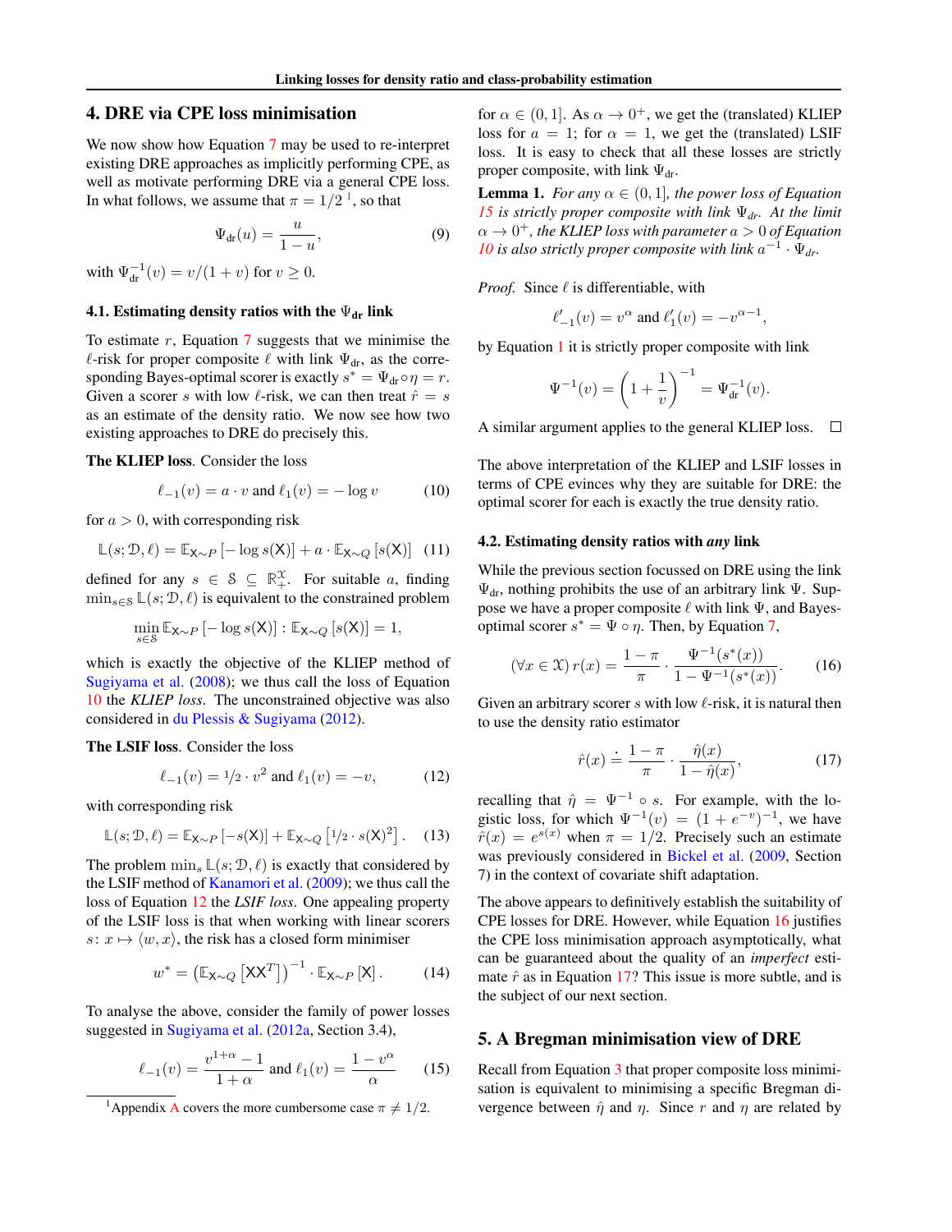## 4. DRE via CPE loss minimisation

We now show how Equation 7 may be used to re-interpret existing DRE approaches as implicitly performing CPE, as well as motivate performing DRE via a general CPE loss. In what follows, we assume that $\pi = 1/2$ [1], so that

$$\Psi_{\mathrm{dr}}(u) = \frac{u}{1-u}, \tag{9}$$

with $\Psi_{\mathrm{dr}}^{-1}(v) = v/(1+v)$ for $v \geq 0$.

### 4.1. Estimating density ratios with the $\Psi_{\mathrm{dr}}$ link

To estimate $r$, Equation 7 suggests that we minimise the $\ell$-risk for proper composite $\ell$ with link $\Psi_{\mathrm{dr}}$, as the corresponding Bayes-optimal scorer is exactly $s^* = \Psi_{\mathrm{dr}} \circ \eta = r$. Given a scorer $s$ with low $\ell$-risk, we can then treat $\hat{r} = s$ as an estimate of the density ratio. We now see how two existing approaches to DRE do precisely this.

**The KLIEP loss**. Consider the loss

$$\ell_{-1}(v) = a \cdot v \text{ and } \ell_1(v) = -\log v \tag{10}$$

for $a > 0$, with corresponding risk

$$\mathbb{L}(s; \mathcal{D}, \ell) = \mathbb{E}_{\mathsf{X} \sim P}\left[-\log s(\mathsf{X})\right] + a \cdot \mathbb{E}_{\mathsf{X} \sim Q}\left[s(\mathsf{X})\right] \tag{11}$$

defined for any $s \in \mathcal{S} \subseteq \mathbb{R}_+^{\mathcal{X}}$. For suitable $a$, finding $\min_{s \in \mathcal{S}} \mathbb{L}(s; \mathcal{D}, \ell)$ is equivalent to the constrained problem

$$\min_{s \in \mathcal{S}} \mathbb{E}_{\mathsf{X} \sim P}\left[-\log s(\mathsf{X})\right] : \mathbb{E}_{\mathsf{X} \sim Q}\left[s(\mathsf{X})\right] = 1,$$

which is exactly the objective of the KLIEP method of Sugiyama et al. (2008); we thus call the loss of Equation 10 the *KLIEP loss*. The unconstrained objective was also considered in du Plessis & Sugiyama (2012).

**The LSIF loss**. Consider the loss

$$\ell_{-1}(v) = 1/2 \cdot v^2 \text{ and } \ell_1(v) = -v, \tag{12}$$

with corresponding risk

$$\mathbb{L}(s; \mathcal{D}, \ell) = \mathbb{E}_{\mathsf{X} \sim P}\left[-s(\mathsf{X})\right] + \mathbb{E}_{\mathsf{X} \sim Q}\left[1/2 \cdot s(\mathsf{X})^2\right]. \tag{13}$$

The problem $\min_s \mathbb{L}(s; \mathcal{D}, \ell)$ is exactly that considered by the LSIF method of Kanamori et al. (2009); we thus call the loss of Equation 12 the *LSIF loss*. One appealing property of the LSIF loss is that when working with linear scorers $s \colon x \mapsto \langle w, x \rangle$, the risk has a closed form minimiser

$$w^* = \left(\mathbb{E}_{\mathsf{X} \sim Q}\left[\mathsf{X}\mathsf{X}^T\right]\right)^{-1} \cdot \mathbb{E}_{\mathsf{X} \sim P}\left[\mathsf{X}\right]. \tag{14}$$

To analyse the above, consider the family of power losses suggested in Sugiyama et al. (2012a, Section 3.4),

$$\ell_{-1}(v) = \frac{v^{1+\alpha} - 1}{1+\alpha} \text{ and } \ell_1(v) = \frac{1 - v^\alpha}{\alpha} \tag{15}$$

for $\alpha \in (0, 1]$. As $\alpha \to 0^+$, we get the (translated) KLIEP loss for $a = 1$; for $\alpha = 1$, we get the (translated) LSIF loss. It is easy to check that all these losses are strictly proper composite, with link $\Psi_{\mathrm{dr}}$.

**Lemma 1.** *For any $\alpha \in (0, 1]$, the power loss of Equation 15 is strictly proper composite with link $\Psi_{dr}$. At the limit $\alpha \to 0^+$, the KLIEP loss with parameter $a > 0$ of Equation 10 is also strictly proper composite with link $a^{-1} \cdot \Psi_{dr}$.*

*Proof.* Since $\ell$ is differentiable, with

$$\ell'_{-1}(v) = v^\alpha \text{ and } \ell'_1(v) = -v^{\alpha - 1},$$

by Equation 1 it is strictly proper composite with link

$$\Psi^{-1}(v) = \left(1 + \frac{1}{v}\right)^{-1} = \Psi_{\mathrm{dr}}^{-1}(v).$$

A similar argument applies to the general KLIEP loss. ☐

The above interpretation of the KLIEP and LSIF losses in terms of CPE evinces why they are suitable for DRE: the optimal scorer for each is exactly the true density ratio.

### 4.2. Estimating density ratios with *any* link

While the previous section focussed on DRE using the link $\Psi_{\mathrm{dr}}$, nothing prohibits the use of an arbitrary link $\Psi$. Suppose we have a proper composite $\ell$ with link $\Psi$, and Bayes-optimal scorer $s^* = \Psi \circ \eta$. Then, by Equation 7,

$$(\forall x \in \mathcal{X})\, r(x) = \frac{1-\pi}{\pi} \cdot \frac{\Psi^{-1}(s^*(x))}{1 - \Psi^{-1}(s^*(x))}. \tag{16}$$

Given an arbitrary scorer $s$ with low $\ell$-risk, it is natural then to use the density ratio estimator

$$\hat{r}(x) \doteq \frac{1-\pi}{\pi} \cdot \frac{\hat{\eta}(x)}{1 - \hat{\eta}(x)}, \tag{17}$$

recalling that $\hat{\eta} = \Psi^{-1} \circ s$. For example, with the logistic loss, for which $\Psi^{-1}(v) = (1 + e^{-v})^{-1}$, we have $\hat{r}(x) = e^{s(x)}$ when $\pi = 1/2$. Precisely such an estimate was previously considered in Bickel et al. (2009, Section 7) in the context of covariate shift adaptation.

The above appears to definitively establish the suitability of CPE losses for DRE. However, while Equation 16 justifies the CPE loss minimisation approach asymptotically, what can be guaranteed about the quality of an *imperfect* estimate $\hat{r}$ as in Equation 17? This issue is more subtle, and is the subject of our next section.

## 5. A Bregman minimisation view of DRE

Recall from Equation 3 that proper composite loss minimisation is equivalent to minimising a specific Bregman divergence between $\hat{\eta}$ and $\eta$. Since $r$ and $\eta$ are related by

[1] Appendix A covers the more cumbersome case $\pi \neq 1/2$.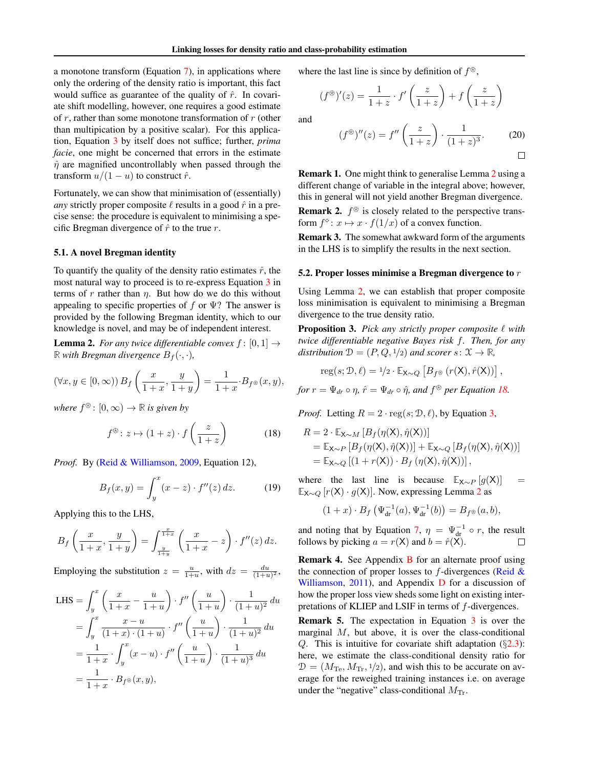a monotone transform (Equation 7), in applications where only the ordering of the density ratio is important, this fact would suffice as guarantee of the quality of $\hat{r}$. In covariate shift modelling, however, one requires a good estimate of $r$, rather than some monotone transformation of $r$ (other than multipication by a positive scalar). For this application, Equation 3 by itself does not suffice; further, *prima facie*, one might be concerned that errors in the estimate $\hat{\eta}$ are magnified uncontrollably when passed through the transform $u/(1-u)$ to construct $\hat{r}$.

Fortunately, we can show that minimisation of (essentially) *any* strictly proper composite $\ell$ results in a good $\hat{r}$ in a precise sense: the procedure is equivalent to minimising a specific Bregman divergence of $\hat{r}$ to the true $r$.

### 5.1. A novel Bregman identity

To quantify the quality of the density ratio estimates $\hat{r}$, the most natural way to proceed is to re-express Equation 3 in terms of $r$ rather than $\eta$. But how do we do this without appealing to specific properties of $f$ or $\Psi$? The answer is provided by the following Bregman identity, which to our knowledge is novel, and may be of independent interest.

**Lemma 2.** *For any twice differentiable convex $f\colon [0,1] \to \mathbb{R}$ with Bregman divergence $B_f(\cdot,\cdot)$,*

$$(\forall x, y \in [0,\infty))\, B_f\left(\frac{x}{1+x}, \frac{y}{1+y}\right) = \frac{1}{1+x} \cdot B_{f^{\circledast}}(x,y),$$

*where $f^{\circledast}\colon [0,\infty) \to \mathbb{R}$ is given by*

$$f^{\circledast}\colon z \mapsto (1+z)\cdot f\left(\frac{z}{1+z}\right) \tag{18}$$

*Proof.* By (Reid & Williamson, 2009, Equation 12),

$$B_f(x,y) = \int_y^x (x-z)\cdot f''(z)\, dz. \tag{19}$$

Applying this to the LHS,

$$B_f\left(\frac{x}{1+x}, \frac{y}{1+y}\right) = \int_{\frac{y}{1+y}}^{\frac{x}{1+x}} \left(\frac{x}{1+x} - z\right)\cdot f''(z)\, dz.$$

Employing the substitution $z = \frac{u}{1+u}$, with $dz = \frac{du}{(1+u)^2}$,

$$\begin{aligned}
\text{LHS} &= \int_y^x \left(\frac{x}{1+x} - \frac{u}{1+u}\right)\cdot f''\left(\frac{u}{1+u}\right)\cdot \frac{1}{(1+u)^2}\, du \\
&= \int_y^x \frac{x-u}{(1+x)\cdot(1+u)}\cdot f''\left(\frac{u}{1+u}\right)\cdot \frac{1}{(1+u)^2}\, du \\
&= \frac{1}{1+x}\cdot \int_y^x (x-u)\cdot f''\left(\frac{u}{1+u}\right)\cdot \frac{1}{(1+u)^3}\, du \\
&= \frac{1}{1+x}\cdot B_{f^{\circledast}}(x,y),
\end{aligned}$$

where the last line is since by definition of $f^{\circledast}$,

$$(f^{\circledast})'(z) = \frac{1}{1+z}\cdot f'\left(\frac{z}{1+z}\right) + f\left(\frac{z}{1+z}\right)$$

and

$$(f^{\circledast})''(z) = f''\left(\frac{z}{1+z}\right)\cdot \frac{1}{(1+z)^3}. \tag{20}$$

□

**Remark 1.** One might think to generalise Lemma 2 using a different change of variable in the integral above; however, this in general will not yield another Bregman divergence.

**Remark 2.** $f^{\circledast}$ is closely related to the perspective transform $f^{\diamond}\colon x \mapsto x \cdot f(1/x)$ of a convex function.

**Remark 3.** The somewhat awkward form of the arguments in the LHS is to simplify the results in the next section.

### 5.2. Proper losses minimise a Bregman divergence to $r$

Using Lemma 2, we can establish that proper composite loss minimisation is equivalent to minimising a Bregman divergence to the true density ratio.

**Proposition 3.** *Pick any strictly proper composite $\ell$ with twice differentiable negative Bayes risk $f$. Then, for any distribution $\mathcal{D} = (P, Q, 1/2)$ and scorer $s\colon \mathcal{X} \to \mathbb{R}$,*

$$\text{reg}(s; \mathcal{D}, \ell) = 1/2 \cdot \mathbb{E}_{\mathsf{X}\sim Q}\left[B_{f^{\circledast}}\left(r(\mathsf{X}), \hat{r}(\mathsf{X})\right)\right],$$

*for $r = \Psi_{dr} \circ \eta$, $\hat{r} = \Psi_{dr} \circ \hat{\eta}$, and $f^{\circledast}$ per Equation 18.*

*Proof.* Letting $R = 2 \cdot \text{reg}(s; \mathcal{D}, \ell)$, by Equation 3,

$$\begin{aligned}
R &= 2 \cdot \mathbb{E}_{\mathsf{X}\sim M}\left[B_f(\eta(\mathsf{X}), \hat{\eta}(\mathsf{X}))\right] \\
&= \mathbb{E}_{\mathsf{X}\sim P}\left[B_f(\eta(\mathsf{X}), \hat{\eta}(\mathsf{X}))\right] + \mathbb{E}_{\mathsf{X}\sim Q}\left[B_f(\eta(\mathsf{X}), \hat{\eta}(\mathsf{X}))\right] \\
&= \mathbb{E}_{\mathsf{X}\sim Q}\left[(1 + r(\mathsf{X}))\cdot B_f\left(\eta(\mathsf{X}), \hat{\eta}(\mathsf{X})\right)\right],
\end{aligned}$$

where the last line is because $\mathbb{E}_{\mathsf{X}\sim P}[g(\mathsf{X})] = \mathbb{E}_{\mathsf{X}\sim Q}[r(\mathsf{X})\cdot g(\mathsf{X})]$. Now, expressing Lemma 2 as

$$(1+x)\cdot B_f\left(\Psi_{\text{dr}}^{-1}(a), \Psi_{\text{dr}}^{-1}(b)\right) = B_{f^{\circledast}}(a,b),$$

and noting that by Equation 7, $\eta = \Psi_{\text{dr}}^{-1} \circ r$, the result follows by picking $a = r(\mathsf{X})$ and $b = \hat{r}(\mathsf{X})$. □

**Remark 4.** See Appendix B for an alternate proof using the connection of proper losses to $f$-divergences (Reid & Williamson, 2011), and Appendix D for a discussion of how the proper loss view sheds some light on existing interpretations of KLIEP and LSIF in terms of $f$-divergences.

**Remark 5.** The expectation in Equation 3 is over the marginal $M$, but above, it is over the class-conditional $Q$. This is intuitive for covariate shift adaptation (§2.3): here, we estimate the class-conditional density ratio for $\mathcal{D} = (M_{\text{Te}}, M_{\text{Tr}}, 1/2)$, and wish this to be accurate on average for the reweighted training instances i.e. on average under the "negative" class-conditional $M_{\text{Tr}}$.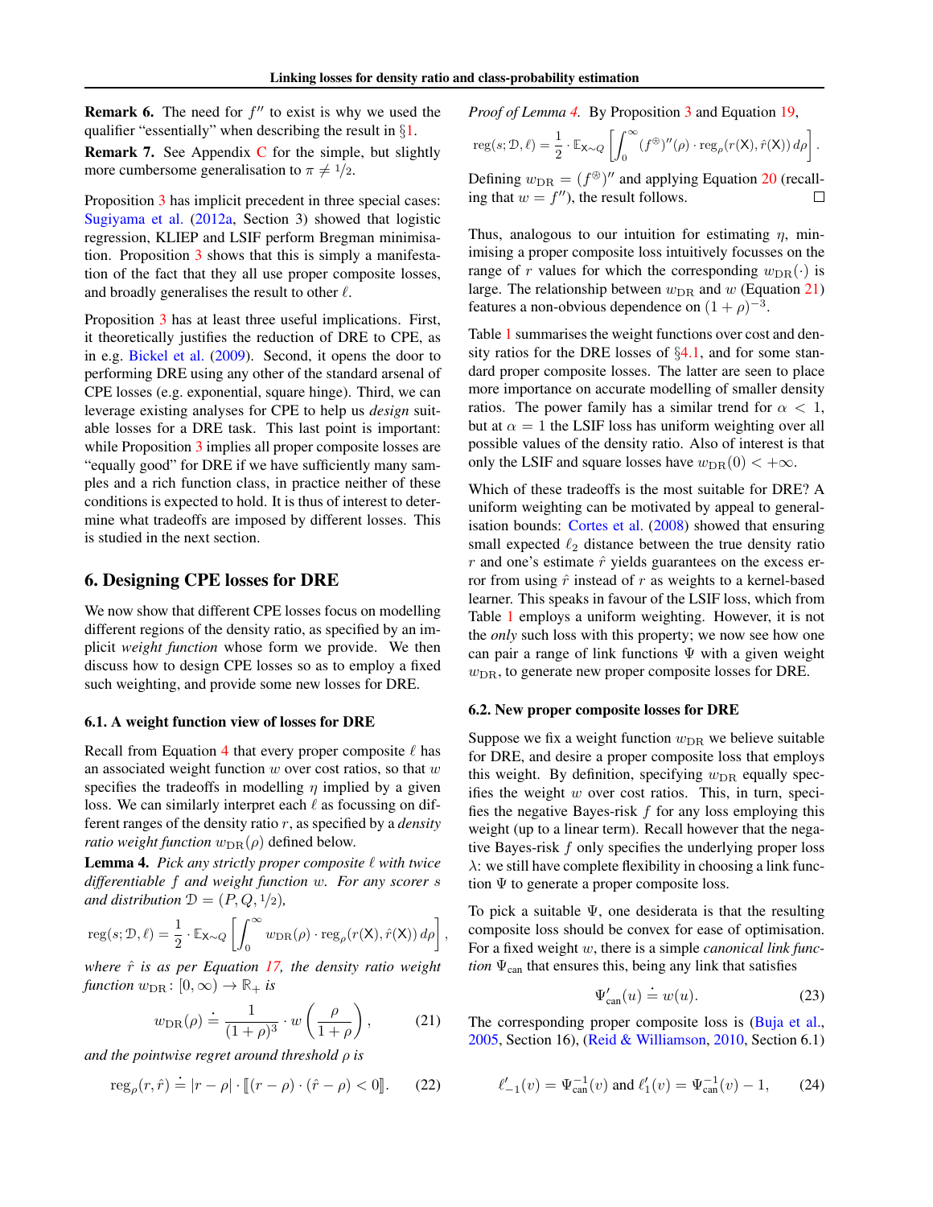**Remark 6.** The need for $f''$ to exist is why we used the qualifier "essentially" when describing the result in §1.

**Remark 7.** See Appendix C for the simple, but slightly more cumbersome generalisation to $\pi \neq 1/2$.

Proposition 3 has implicit precedent in three special cases: Sugiyama et al. (2012a, Section 3) showed that logistic regression, KLIEP and LSIF perform Bregman minimisation. Proposition 3 shows that this is simply a manifestation of the fact that they all use proper composite losses, and broadly generalises the result to other $\ell$.

Proposition 3 has at least three useful implications. First, it theoretically justifies the reduction of DRE to CPE, as in e.g. Bickel et al. (2009). Second, it opens the door to performing DRE using any other of the standard arsenal of CPE losses (e.g. exponential, square hinge). Third, we can leverage existing analyses for CPE to help us *design* suitable losses for a DRE task. This last point is important: while Proposition 3 implies all proper composite losses are "equally good" for DRE if we have sufficiently many samples and a rich function class, in practice neither of these conditions is expected to hold. It is thus of interest to determine what tradeoffs are imposed by different losses. This is studied in the next section.

## 6. Designing CPE losses for DRE

We now show that different CPE losses focus on modelling different regions of the density ratio, as specified by an implicit *weight function* whose form we provide. We then discuss how to design CPE losses so as to employ a fixed such weighting, and provide some new losses for DRE.

### 6.1. A weight function view of losses for DRE

Recall from Equation 4 that every proper composite $\ell$ has an associated weight function $w$ over cost ratios, so that $w$ specifies the tradeoffs in modelling $\eta$ implied by a given loss. We can similarly interpret each $\ell$ as focussing on different ranges of the density ratio $r$, as specified by a *density ratio weight function* $w_{\rm DR}(\rho)$ defined below.

**Lemma 4.** *Pick any strictly proper composite $\ell$ with twice differentiable $f$ and weight function $w$. For any scorer $s$ and distribution $\mathcal{D} = (P, Q, 1/2)$,*

$$\mathrm{reg}(s; \mathcal{D}, \ell) = \frac{1}{2} \cdot \mathbb{E}_{\mathsf{X} \sim Q} \left[ \int_0^\infty w_{\rm DR}(\rho) \cdot \mathrm{reg}_\rho(r(\mathsf{X}), \hat{r}(\mathsf{X}))\, d\rho \right],$$

*where $\hat{r}$ is as per Equation 17, the density ratio weight function $w_{\rm DR} \colon [0, \infty) \to \mathbb{R}_+$ is*

$$w_{\rm DR}(\rho) \doteq \frac{1}{(1+\rho)^3} \cdot w\left( \frac{\rho}{1+\rho} \right), \tag{21}$$

*and the pointwise regret around threshold $\rho$ is*

$$\mathrm{reg}_\rho(r, \hat{r}) \doteq |r - \rho| \cdot [\![ (r - \rho) \cdot (\hat{r} - \rho) < 0 ]\!]. \tag{22}$$

*Proof of Lemma 4.* By Proposition 3 and Equation 19,

$$\mathrm{reg}(s; \mathcal{D}, \ell) = \frac{1}{2} \cdot \mathbb{E}_{\mathsf{X} \sim Q} \left[ \int_0^\infty (f^{\circledast})''(\rho) \cdot \mathrm{reg}_\rho(r(\mathsf{X}), \hat{r}(\mathsf{X}))\, d\rho \right].$$

Defining $w_{\rm DR} = (f^{\circledast})''$ and applying Equation 20 (recalling that $w = f''$), the result follows. $\square$

Thus, analogous to our intuition for estimating $\eta$, minimising a proper composite loss intuitively focusses on the range of $r$ values for which the corresponding $w_{\rm DR}(\cdot)$ is large. The relationship between $w_{\rm DR}$ and $w$ (Equation 21) features a non-obvious dependence on $(1 + \rho)^{-3}$.

Table 1 summarises the weight functions over cost and density ratios for the DRE losses of §4.1, and for some standard proper composite losses. The latter are seen to place more importance on accurate modelling of smaller density ratios. The power family has a similar trend for $\alpha < 1$, but at $\alpha = 1$ the LSIF loss has uniform weighting over all possible values of the density ratio. Also of interest is that only the LSIF and square losses have $w_{\rm DR}(0) < +\infty$.

Which of these tradeoffs is the most suitable for DRE? A uniform weighting can be motivated by appeal to generalisation bounds: Cortes et al. (2008) showed that ensuring small expected $\ell_2$ distance between the true density ratio $r$ and one's estimate $\hat{r}$ yields guarantees on the excess error from using $\hat{r}$ instead of $r$ as weights to a kernel-based learner. This speaks in favour of the LSIF loss, which from Table 1 employs a uniform weighting. However, it is not the *only* such loss with this property; we now see how one can pair a range of link functions $\Psi$ with a given weight $w_{\rm DR}$, to generate new proper composite losses for DRE.

### 6.2. New proper composite losses for DRE

Suppose we fix a weight function $w_{\rm DR}$ we believe suitable for DRE, and desire a proper composite loss that employs this weight. By definition, specifying $w_{\rm DR}$ equally specifies the weight $w$ over cost ratios. This, in turn, specifies the negative Bayes-risk $f$ for any loss employing this weight (up to a linear term). Recall however that the negative Bayes-risk $f$ only specifies the underlying proper loss $\lambda$: we still have complete flexibility in choosing a link function $\Psi$ to generate a proper composite loss.

To pick a suitable $\Psi$, one desiderata is that the resulting composite loss should be convex for ease of optimisation. For a fixed weight $w$, there is a simple *canonical link function* $\Psi_{\rm can}$ that ensures this, being any link that satisfies

$$\Psi'_{\rm can}(u) \doteq w(u). \tag{23}$$

The corresponding proper composite loss is (Buja et al., 2005, Section 16), (Reid & Williamson, 2010, Section 6.1)

$$\ell'_{-1}(v) = \Psi_{\rm can}^{-1}(v) \text{ and } \ell'_1(v) = \Psi_{\rm can}^{-1}(v) - 1, \tag{24}$$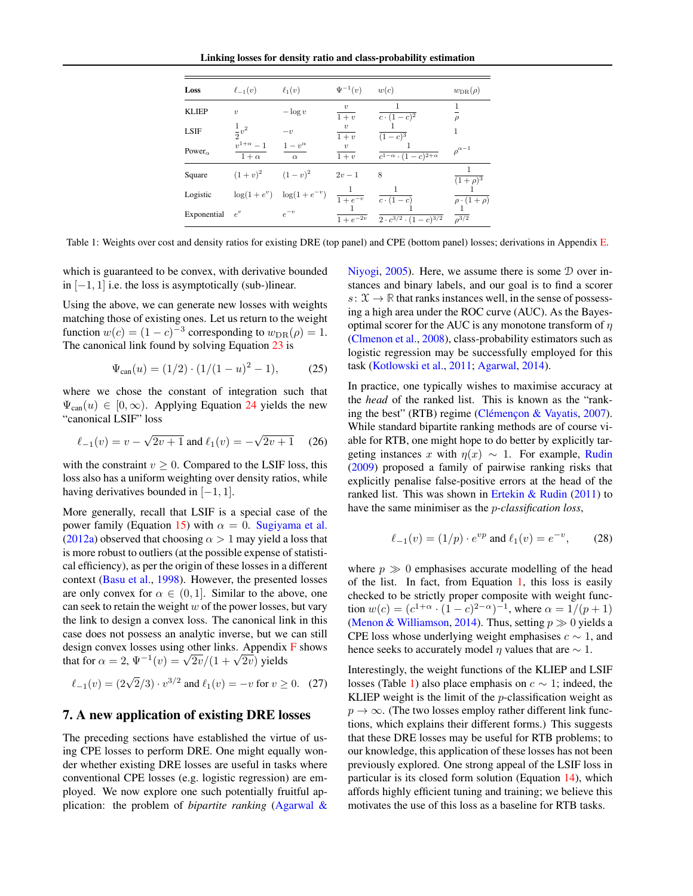| Loss | $\ell_{-1}(v)$ | $\ell_1(v)$ | $\Psi^{-1}(v)$ | $w(c)$ | $w_{\mathrm{DR}}(\rho)$ |
|---|---|---|---|---|---|
| KLIEP | $v$ | $-\log v$ | $\frac{v}{1+v}$ | $\frac{1}{c \cdot (1-c)^2}$ | $\frac{1}{\rho}$ |
| LSIF | $\frac{1}{2}v^2$ | $-v$ | $\frac{v}{1+v}$ | $\frac{1}{(1-c)^3}$ | $1$ |
| Power$_\alpha$ | $\frac{v^{1+\alpha}-1}{1+\alpha}$ | $\frac{1-v^\alpha}{\alpha}$ | $\frac{v}{1+v}$ | $\frac{1}{c^{1-\alpha} \cdot (1-c)^{2+\alpha}}$ | $\rho^{\alpha-1}$ |
| Square | $(1+v)^2$ | $(1-v)^2$ | $2v-1$ | $8$ | $\frac{1}{(1+\rho)^3}$ |
| Logistic | $\log(1+e^v)$ | $\log(1+e^{-v})$ | $\frac{1}{1+e^{-v}}$ | $\frac{1}{c \cdot (1-c)}$ | $\frac{1}{\rho \cdot (1+\rho)}$ |
| Exponential | $e^v$ | $e^{-v}$ | $\frac{1}{1+e^{-2v}}$ | $\frac{1}{2 \cdot c^{3/2} \cdot (1-c)^{3/2}}$ | $\frac{1}{\rho^{3/2}}$ |

Table 1: Weights over cost and density ratios for existing DRE (top panel) and CPE (bottom panel) losses; derivations in Appendix E.

which is guaranteed to be convex, with derivative bounded in $[-1, 1]$ i.e. the loss is asymptotically (sub-)linear.

Using the above, we can generate new losses with weights matching those of existing ones. Let us return to the weight function $w(c) = (1-c)^{-3}$ corresponding to $w_{\mathrm{DR}}(\rho) = 1$. The canonical link found by solving Equation 23 is

$$\Psi_{\text{can}}(u) = (1/2) \cdot (1/(1-u)^2 - 1), \quad (25)$$

where we chose the constant of integration such that $\Psi_{\text{can}}(u) \in [0, \infty)$. Applying Equation 24 yields the new "canonical LSIF" loss

$$\ell_{-1}(v) = v - \sqrt{2v+1} \text{ and } \ell_1(v) = -\sqrt{2v+1} \quad (26)$$

with the constraint $v \geq 0$. Compared to the LSIF loss, this loss also has a uniform weighting over density ratios, while having derivatives bounded in $[-1, 1]$.

More generally, recall that LSIF is a special case of the power family (Equation 15) with $\alpha = 0$. Sugiyama et al. (2012a) observed that choosing $\alpha > 1$ may yield a loss that is more robust to outliers (at the possible expense of statistical efficiency), as per the origin of these losses in a different context (Basu et al., 1998). However, the presented losses are only convex for $\alpha \in (0, 1]$. Similar to the above, one can seek to retain the weight $w$ of the power losses, but vary the link to design a convex loss. The canonical link in this case does not possess an analytic inverse, but we can still design convex losses using other links. Appendix F shows that for $\alpha = 2$, $\Psi^{-1}(v) = \sqrt{2v}/(1+\sqrt{2v})$ yields

$$\ell_{-1}(v) = (2\sqrt{2}/3) \cdot v^{3/2} \text{ and } \ell_1(v) = -v \text{ for } v \geq 0. \quad (27)$$

## 7. A new application of existing DRE losses

The preceding sections have established the virtue of using CPE losses to perform DRE. One might equally wonder whether existing DRE losses are useful in tasks where conventional CPE losses (e.g. logistic regression) are employed. We now explore one such potentially fruitful application: the problem of *bipartite ranking* (Agarwal & Niyogi, 2005). Here, we assume there is some $\mathcal{D}$ over instances and binary labels, and our goal is to find a scorer $s \colon \mathcal{X} \to \mathbb{R}$ that ranks instances well, in the sense of possessing a high area under the ROC curve (AUC). As the Bayes-optimal scorer for the AUC is any monotone transform of $\eta$ (Clmenon et al., 2008), class-probability estimators such as logistic regression may be successfully employed for this task (Kotlowski et al., 2011; Agarwal, 2014).

In practice, one typically wishes to maximise accuracy at the *head* of the ranked list. This is known as the "ranking the best" (RTB) regime (Clémençon & Vayatis, 2007). While standard bipartite ranking methods are of course viable for RTB, one might hope to do better by explicitly targeting instances $x$ with $\eta(x) \sim 1$. For example, Rudin (2009) proposed a family of pairwise ranking risks that explicitly penalise false-positive errors at the head of the ranked list. This was shown in Ertekin & Rudin (2011) to have the same minimiser as the *p-classification loss*,

$$\ell_{-1}(v) = (1/p) \cdot e^{vp} \text{ and } \ell_1(v) = e^{-v}, \quad (28)$$

where $p \gg 0$ emphasises accurate modelling of the head of the list. In fact, from Equation 1, this loss is easily checked to be strictly proper composite with weight function $w(c) = (c^{1+\alpha} \cdot (1-c)^{2-\alpha})^{-1}$, where $\alpha = 1/(p+1)$ (Menon & Williamson, 2014). Thus, setting $p \gg 0$ yields a CPE loss whose underlying weight emphasises $c \sim 1$, and hence seeks to accurately model $\eta$ values that are $\sim 1$.

Interestingly, the weight functions of the KLIEP and LSIF losses (Table 1) also place emphasis on $c \sim 1$; indeed, the KLIEP weight is the limit of the $p$-classification weight as $p \to \infty$. (The two losses employ rather different link functions, which explains their different forms.) This suggests that these DRE losses may be useful for RTB problems; to our knowledge, this application of these losses has not been previously explored. One strong appeal of the LSIF loss in particular is its closed form solution (Equation 14), which affords highly efficient tuning and training; we believe this motivates the use of this loss as a baseline for RTB tasks.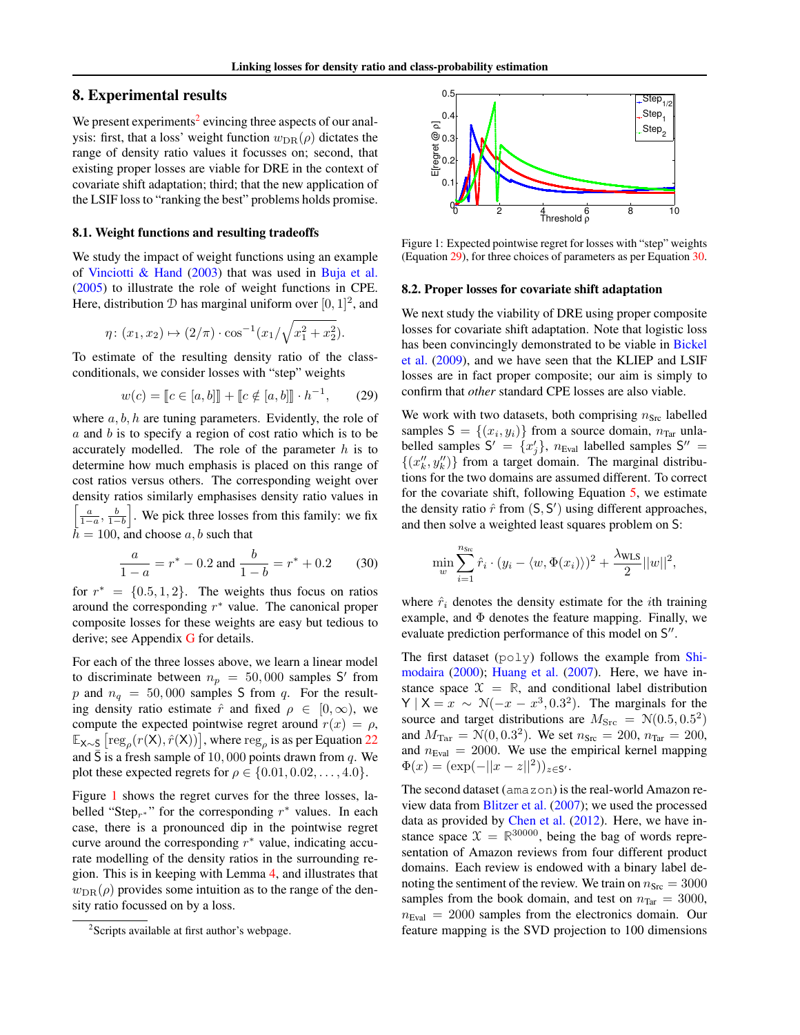## 8. Experimental results

We present experiments[2] evincing three aspects of our analysis: first, that a loss' weight function $w_{\rm DR}(\rho)$ dictates the range of density ratio values it focusses on; second, that existing proper losses are viable for DRE in the context of covariate shift adaptation; third; that the new application of the LSIF loss to "ranking the best" problems holds promise.

### 8.1. Weight functions and resulting tradeoffs

We study the impact of weight functions using an example of Vinciotti & Hand (2003) that was used in Buja et al. (2005) to illustrate the role of weight functions in CPE. Here, distribution $\mathcal{D}$ has marginal uniform over $[0, 1]^2$, and

$$\eta \colon (x_1, x_2) \mapsto (2/\pi) \cdot \cos^{-1}(x_1/\sqrt{x_1^2 + x_2^2}).$$

To estimate of the resulting density ratio of the class-conditionals, we consider losses with "step" weights

$$w(c) = [\![c \in [a, b]]\!] + [\![c \notin [a, b]]\!] \cdot h^{-1}, \tag{29}$$

where $a, b, h$ are tuning parameters. Evidently, the role of $a$ and $b$ is to specify a region of cost ratio which is to be accurately modelled. The role of the parameter $h$ is to determine how much emphasis is placed on this range of cost ratios versus others. The corresponding weight over density ratios similarly emphasises density ratio values in $\left[\frac{a}{1-a}, \frac{b}{1-b}\right]$. We pick three losses from this family: we fix $h = 100$, and choose $a, b$ such that

$$\frac{a}{1-a} = r^* - 0.2 \text{ and } \frac{b}{1-b} = r^* + 0.2 \tag{30}$$

for $r^* = \{0.5, 1, 2\}$. The weights thus focus on ratios around the corresponding $r^*$ value. The canonical proper composite losses for these weights are easy but tedious to derive; see Appendix G for details.

For each of the three losses above, we learn a linear model to discriminate between $n_p = 50,000$ samples $\mathsf{S}'$ from $p$ and $n_q = 50,000$ samples $\mathsf{S}$ from $q$. For the resulting density ratio estimate $\hat{r}$ and fixed $\rho \in [0, \infty)$, we compute the expected pointwise regret around $r(x) = \rho$, $\mathbb{E}_{\mathsf{X} \sim \bar{\mathsf{S}}}\left[\mathrm{reg}_\rho(r(\mathsf{X}), \hat{r}(\mathsf{X}))\right]$, where $\mathrm{reg}_\rho$ is as per Equation 22 and $\bar{\mathsf{S}}$ is a fresh sample of $10,000$ points drawn from $q$. We plot these expected regrets for $\rho \in \{0.01, 0.02, \ldots, 4.0\}$.

Figure 1 shows the regret curves for the three losses, labelled "Step$_{r^*}$" for the corresponding $r^*$ values. In each case, there is a pronounced dip in the pointwise regret curve around the corresponding $r^*$ value, indicating accurate modelling of the density ratios in the surrounding region. This is in keeping with Lemma 4, and illustrates that $w_{\rm DR}(\rho)$ provides some intuition as to the range of the density ratio focussed on by a loss.

[2] Scripts available at first author's webpage.

Figure 1: Expected pointwise regret for losses with "step" weights (Equation 29), for three choices of parameters as per Equation 30.

### 8.2. Proper losses for covariate shift adaptation

We next study the viability of DRE using proper composite losses for covariate shift adaptation. Note that logistic loss has been convincingly demonstrated to be viable in Bickel et al. (2009), and we have seen that the KLIEP and LSIF losses are in fact proper composite; our aim is simply to confirm that *other* standard CPE losses are also viable.

We work with two datasets, both comprising $n_{\rm Src}$ labelled samples $\mathsf{S} = \{(x_i, y_i)\}$ from a source domain, $n_{\rm Tar}$ unlabelled samples $\mathsf{S}' = \{x'_j\}$, $n_{\rm Eval}$ labelled samples $\mathsf{S}'' = \{(x''_k, y''_k)\}$ from a target domain. The marginal distributions for the two domains are assumed different. To correct for the covariate shift, following Equation 5, we estimate the density ratio $\hat{r}$ from $(\mathsf{S}, \mathsf{S}')$ using different approaches, and then solve a weighted least squares problem on $\mathsf{S}$:

$$\min_w \sum_{i=1}^{n_{\rm Src}} \hat{r}_i \cdot (y_i - \langle w, \Phi(x_i) \rangle)^2 + \frac{\lambda_{\rm WLS}}{2} ||w||^2,$$

where $\hat{r}_i$ denotes the density estimate for the $i$th training example, and $\Phi$ denotes the feature mapping. Finally, we evaluate prediction performance of this model on $\mathsf{S}''$.

The first dataset (`poly`) follows the example from Shimodaira (2000); Huang et al. (2007). Here, we have instance space $\mathcal{X} = \mathbb{R}$, and conditional label distribution $\mathsf{Y} \mid \mathsf{X} = x \sim \mathcal{N}(-x - x^3, 0.3^2)$. The marginals for the source and target distributions are $M_{\rm Src} = \mathcal{N}(0.5, 0.5^2)$ and $M_{\rm Tar} = \mathcal{N}(0, 0.3^2)$. We set $n_{\rm Src} = 200$, $n_{\rm Tar} = 200$, and $n_{\rm Eval} = 2000$. We use the empirical kernel mapping $\Phi(x) = (\exp(-||x - z||^2))_{z \in \mathsf{S}'}$.

The second dataset (`amazon`) is the real-world Amazon review data from Blitzer et al. (2007); we used the processed data as provided by Chen et al. (2012). Here, we have instance space $\mathcal{X} = \mathbb{R}^{30000}$, being the bag of words representation of Amazon reviews from four different product domains. Each review is endowed with a binary label denoting the sentiment of the review. We train on $n_{\rm Src} = 3000$ samples from the book domain, and test on $n_{\rm Tar} = 3000$, $n_{\rm Eval} = 2000$ samples from the electronics domain. Our feature mapping is the SVD projection to 100 dimensions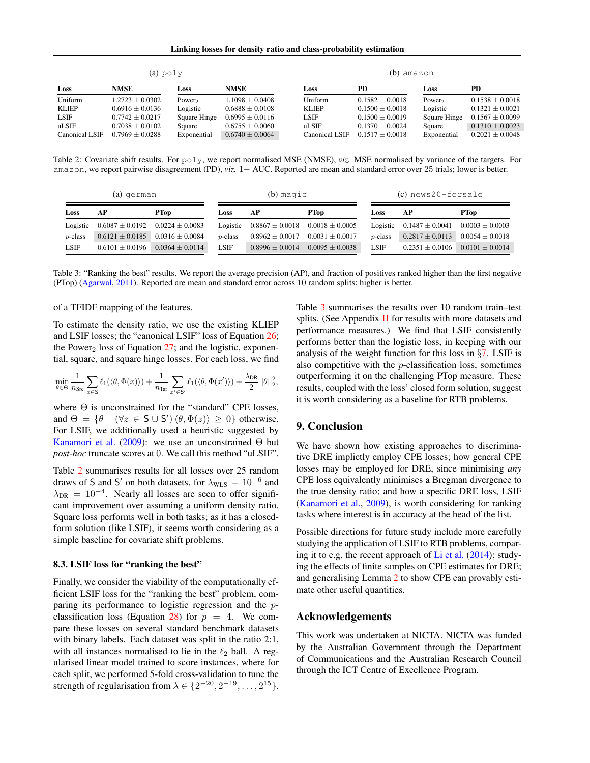(a) poly

| Loss | NMSE | Loss | NMSE |
|---|---|---|---|
| Uniform | $1.2723 \pm 0.0302$ | Power$_2$ | $1.1098 \pm 0.0408$ |
| KLIEP | $0.6916 \pm 0.0136$ | Logistic | $0.6888 \pm 0.0108$ |
| LSIF | $0.7742 \pm 0.0217$ | Square Hinge | $0.6995 \pm 0.0116$ |
| uLSIF | $0.7038 \pm 0.0102$ | Square | $0.6755 \pm 0.0060$ |
| Canonical LSIF | $0.7969 \pm 0.0288$ | Exponential | $0.6740 \pm 0.0064$ |

(b) amazon

| Loss | PD | Loss | PD |
|---|---|---|---|
| Uniform | $0.1582 \pm 0.0018$ | Power$_2$ | $0.1538 \pm 0.0018$ |
| KLIEP | $0.1500 \pm 0.0018$ | Logistic | $0.1321 \pm 0.0021$ |
| LSIF | $0.1500 \pm 0.0019$ | Square Hinge | $0.1567 \pm 0.0099$ |
| uLSIF | $0.1370 \pm 0.0024$ | Square | $0.1310 \pm 0.0023$ |
| Canonical LSIF | $0.1517 \pm 0.0018$ | Exponential | $0.2021 \pm 0.0048$ |

Table 2: Covariate shift results. For poly, we report normalised MSE (NMSE), *viz.* MSE normalised by variance of the targets. For amazon, we report pairwise disagreement (PD), *viz.* $1-$ AUC. Reported are mean and standard error over 25 trials; lower is better.

(a) german

| Loss | AP | PTop |
|---|---|---|
| Logistic | $0.6087 \pm 0.0192$ | $0.0224 \pm 0.0083$ |
| $p$-class | $0.6121 \pm 0.0185$ | $0.0316 \pm 0.0084$ |
| LSIF | $0.6101 \pm 0.0196$ | $0.0364 \pm 0.0114$ |

(b) magic

| Loss | AP | PTop |
|---|---|---|
| Logistic | $0.8867 \pm 0.0018$ | $0.0018 \pm 0.0005$ |
| $p$-class | $0.8962 \pm 0.0017$ | $0.0031 \pm 0.0017$ |
| LSIF | $0.8996 \pm 0.0014$ | $0.0095 \pm 0.0038$ |

(c) news20-forsale

| Loss | AP | PTop |
|---|---|---|
| Logistic | $0.1487 \pm 0.0041$ | $0.0003 \pm 0.0003$ |
| $p$-class | $0.2817 \pm 0.0113$ | $0.0054 \pm 0.0018$ |
| LSIF | $0.2351 \pm 0.0106$ | $0.0101 \pm 0.0014$ |

Table 3: "Ranking the best" results. We report the average precision (AP), and fraction of positives ranked higher than the first negative (PTop) (Agarwal, 2011). Reported are mean and standard error across 10 random splits; higher is better.

of a TFIDF mapping of the features.

To estimate the density ratio, we use the existing KLIEP and LSIF losses; the "canonical LSIF" loss of Equation 26; the Power$_2$ loss of Equation 27; and the logistic, exponential, square, and square hinge losses. For each loss, we find

$$\min_{\theta \in \Theta} \frac{1}{n_{\mathrm{Src}}} \sum_{x \in \mathsf{S}} \ell_1(\langle \theta, \Phi(x) \rangle) + \frac{1}{n_{\mathrm{Tar}}} \sum_{x' \in \mathsf{S}'} \ell_1(\langle \theta, \Phi(x') \rangle) + \frac{\lambda_{\mathrm{DR}}}{2} ||\theta||_2^2,$$

where $\Theta$ is unconstrained for the "standard" CPE losses, and $\Theta = \{\theta \mid (\forall z \in \mathsf{S} \cup \mathsf{S}') \, \langle \theta, \Phi(z) \rangle \geq 0\}$ otherwise. For LSIF, we additionally used a heuristic suggested by Kanamori et al. (2009): we use an unconstrained $\Theta$ but *post-hoc* truncate scores at 0. We call this method "uLSIF".

Table 2 summarises results for all losses over 25 random draws of $\mathsf{S}$ and $\mathsf{S}'$ on both datasets, for $\lambda_{\mathrm{WLS}} = 10^{-6}$ and $\lambda_{\mathrm{DR}} = 10^{-4}$. Nearly all losses are seen to offer significant improvement over assuming a uniform density ratio. Square loss performs well in both tasks; as it has a closed-form solution (like LSIF), it seems worth considering as a simple baseline for covariate shift problems.

### 8.3. LSIF loss for "ranking the best"

Finally, we consider the viability of the computationally efficient LSIF loss for the "ranking the best" problem, comparing its performance to logistic regression and the $p$-classification loss (Equation 28) for $p = 4$. We compare these losses on several standard benchmark datasets with binary labels. Each dataset was split in the ratio 2:1, with all instances normalised to lie in the $\ell_2$ ball. A regularised linear model trained to score instances, where for each split, we performed 5-fold cross-validation to tune the strength of regularisation from $\lambda \in \{2^{-20}, 2^{-19}, \dots, 2^{15}\}$.

Table 3 summarises the results over 10 random train–test splits. (See Appendix H for results with more datasets and performance measures.) We find that LSIF consistently performs better than the logistic loss, in keeping with our analysis of the weight function for this loss in §7. LSIF is also competitive with the $p$-classification loss, sometimes outperforming it on the challenging PTop measure. These results, coupled with the loss' closed form solution, suggest it is worth considering as a baseline for RTB problems.

## 9. Conclusion

We have shown how existing approaches to discriminative DRE implictly employ CPE losses; how general CPE losses may be employed for DRE, since minimising *any* CPE loss equivalently minimises a Bregman divergence to the true density ratio; and how a specific DRE loss, LSIF (Kanamori et al., 2009), is worth considering for ranking tasks where interest is in accuracy at the head of the list.

Possible directions for future study include more carefully studying the application of LSIF to RTB problems, comparing it to e.g. the recent approach of Li et al. (2014); studying the effects of finite samples on CPE estimates for DRE; and generalising Lemma 2 to show CPE can provably estimate other useful quantities.

## Acknowledgements

This work was undertaken at NICTA. NICTA was funded by the Australian Government through the Department of Communications and the Australian Research Council through the ICT Centre of Excellence Program.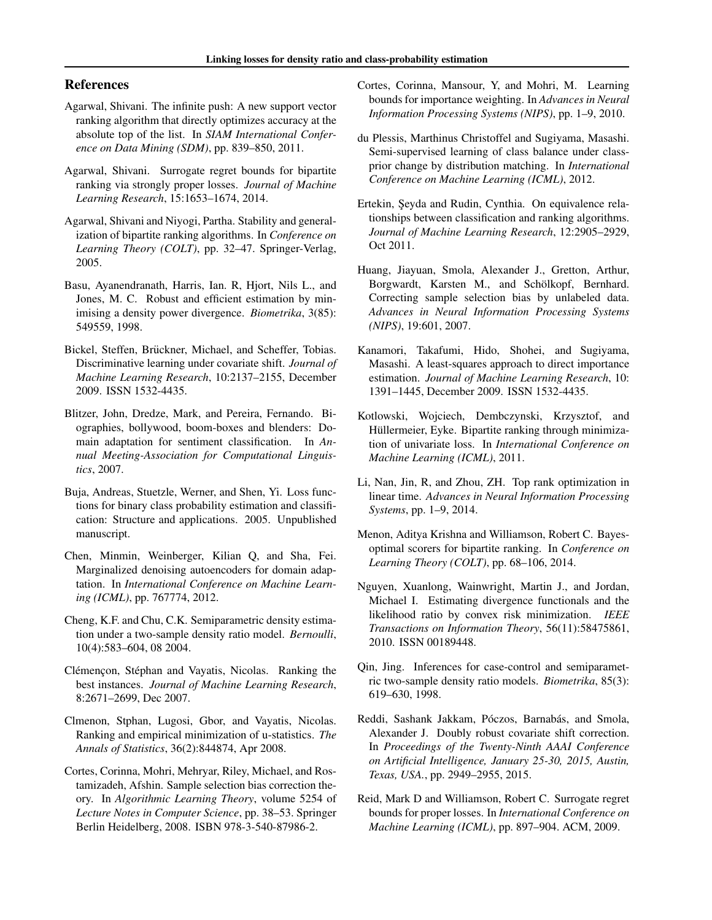## References

Agarwal, Shivani. The infinite push: A new support vector ranking algorithm that directly optimizes accuracy at the absolute top of the list. In *SIAM International Conference on Data Mining (SDM)*, pp. 839–850, 2011.

Agarwal, Shivani. Surrogate regret bounds for bipartite ranking via strongly proper losses. *Journal of Machine Learning Research*, 15:1653–1674, 2014.

Agarwal, Shivani and Niyogi, Partha. Stability and generalization of bipartite ranking algorithms. In *Conference on Learning Theory (COLT)*, pp. 32–47. Springer-Verlag, 2005.

Basu, Ayanendranath, Harris, Ian. R, Hjort, Nils L., and Jones, M. C. Robust and efficient estimation by minimising a density power divergence. *Biometrika*, 3(85): 549559, 1998.

Bickel, Steffen, Brückner, Michael, and Scheffer, Tobias. Discriminative learning under covariate shift. *Journal of Machine Learning Research*, 10:2137–2155, December 2009. ISSN 1532-4435.

Blitzer, John, Dredze, Mark, and Pereira, Fernando. Biographies, bollywood, boom-boxes and blenders: Domain adaptation for sentiment classification. In *Annual Meeting-Association for Computational Linguistics*, 2007.

Buja, Andreas, Stuetzle, Werner, and Shen, Yi. Loss functions for binary class probability estimation and classification: Structure and applications. 2005. Unpublished manuscript.

Chen, Minmin, Weinberger, Kilian Q, and Sha, Fei. Marginalized denoising autoencoders for domain adaptation. In *International Conference on Machine Learning (ICML)*, pp. 767774, 2012.

Cheng, K.F. and Chu, C.K. Semiparametric density estimation under a two-sample density ratio model. *Bernoulli*, 10(4):583–604, 08 2004.

Clémençon, Stéphan and Vayatis, Nicolas. Ranking the best instances. *Journal of Machine Learning Research*, 8:2671–2699, Dec 2007.

Clmenon, Stphan, Lugosi, Gbor, and Vayatis, Nicolas. Ranking and empirical minimization of u-statistics. *The Annals of Statistics*, 36(2):844874, Apr 2008.

Cortes, Corinna, Mohri, Mehryar, Riley, Michael, and Rostamizadeh, Afshin. Sample selection bias correction theory. In *Algorithmic Learning Theory*, volume 5254 of *Lecture Notes in Computer Science*, pp. 38–53. Springer Berlin Heidelberg, 2008. ISBN 978-3-540-87986-2.

Cortes, Corinna, Mansour, Y, and Mohri, M. Learning bounds for importance weighting. In *Advances in Neural Information Processing Systems (NIPS)*, pp. 1–9, 2010.

du Plessis, Marthinus Christoffel and Sugiyama, Masashi. Semi-supervised learning of class balance under class-prior change by distribution matching. In *International Conference on Machine Learning (ICML)*, 2012.

Ertekin, Şeyda and Rudin, Cynthia. On equivalence relationships between classification and ranking algorithms. *Journal of Machine Learning Research*, 12:2905–2929, Oct 2011.

Huang, Jiayuan, Smola, Alexander J., Gretton, Arthur, Borgwardt, Karsten M., and Schölkopf, Bernhard. Correcting sample selection bias by unlabeled data. *Advances in Neural Information Processing Systems (NIPS)*, 19:601, 2007.

Kanamori, Takafumi, Hido, Shohei, and Sugiyama, Masashi. A least-squares approach to direct importance estimation. *Journal of Machine Learning Research*, 10: 1391–1445, December 2009. ISSN 1532-4435.

Kotlowski, Wojciech, Dembczynski, Krzysztof, and Hüllermeier, Eyke. Bipartite ranking through minimization of univariate loss. In *International Conference on Machine Learning (ICML)*, 2011.

Li, Nan, Jin, R, and Zhou, ZH. Top rank optimization in linear time. *Advances in Neural Information Processing Systems*, pp. 1–9, 2014.

Menon, Aditya Krishna and Williamson, Robert C. Bayes-optimal scorers for bipartite ranking. In *Conference on Learning Theory (COLT)*, pp. 68–106, 2014.

Nguyen, Xuanlong, Wainwright, Martin J., and Jordan, Michael I. Estimating divergence functionals and the likelihood ratio by convex risk minimization. *IEEE Transactions on Information Theory*, 56(11):58475861, 2010. ISSN 00189448.

Qin, Jing. Inferences for case-control and semiparametric two-sample density ratio models. *Biometrika*, 85(3): 619–630, 1998.

Reddi, Sashank Jakkam, Póczos, Barnabás, and Smola, Alexander J. Doubly robust covariate shift correction. In *Proceedings of the Twenty-Ninth AAAI Conference on Artificial Intelligence, January 25-30, 2015, Austin, Texas, USA.*, pp. 2949–2955, 2015.

Reid, Mark D and Williamson, Robert C. Surrogate regret bounds for proper losses. In *International Conference on Machine Learning (ICML)*, pp. 897–904. ACM, 2009.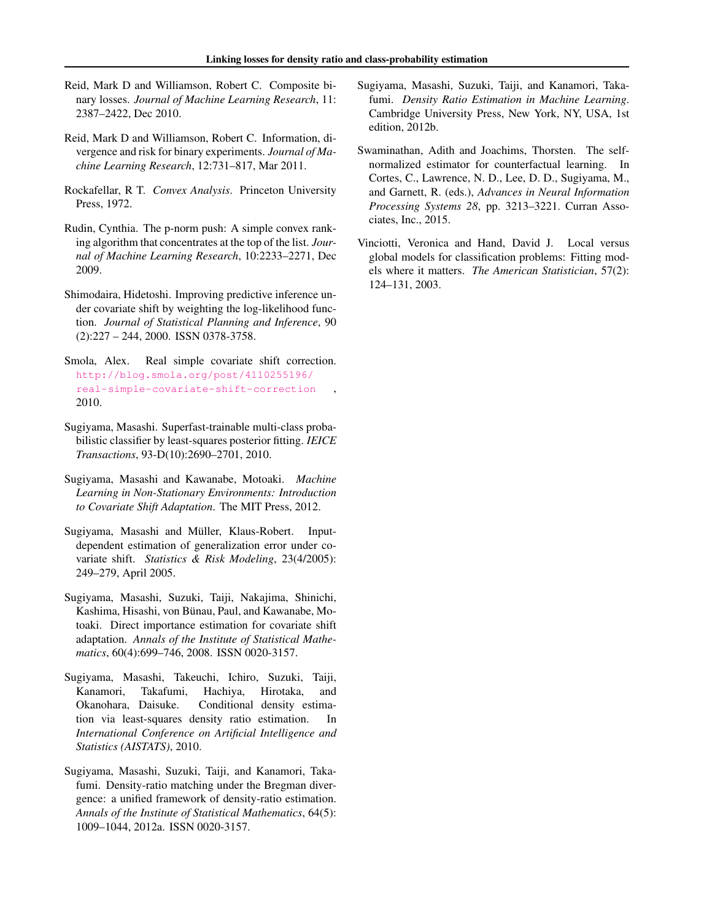Reid, Mark D and Williamson, Robert C. Composite binary losses. *Journal of Machine Learning Research*, 11: 2387–2422, Dec 2010.

Reid, Mark D and Williamson, Robert C. Information, divergence and risk for binary experiments. *Journal of Machine Learning Research*, 12:731–817, Mar 2011.

Rockafellar, R T. *Convex Analysis*. Princeton University Press, 1972.

Rudin, Cynthia. The p-norm push: A simple convex ranking algorithm that concentrates at the top of the list. *Journal of Machine Learning Research*, 10:2233–2271, Dec 2009.

Shimodaira, Hidetoshi. Improving predictive inference under covariate shift by weighting the log-likelihood function. *Journal of Statistical Planning and Inference*, 90 (2):227 – 244, 2000. ISSN 0378-3758.

Smola, Alex. Real simple covariate shift correction. http://blog.smola.org/post/4110255196/real-simple-covariate-shift-correction, 2010.

Sugiyama, Masashi. Superfast-trainable multi-class probabilistic classifier by least-squares posterior fitting. *IEICE Transactions*, 93-D(10):2690–2701, 2010.

Sugiyama, Masashi and Kawanabe, Motoaki. *Machine Learning in Non-Stationary Environments: Introduction to Covariate Shift Adaptation*. The MIT Press, 2012.

Sugiyama, Masashi and Müller, Klaus-Robert. Input-dependent estimation of generalization error under covariate shift. *Statistics & Risk Modeling*, 23(4/2005): 249–279, April 2005.

Sugiyama, Masashi, Suzuki, Taiji, Nakajima, Shinichi, Kashima, Hisashi, von Bünau, Paul, and Kawanabe, Motoaki. Direct importance estimation for covariate shift adaptation. *Annals of the Institute of Statistical Mathematics*, 60(4):699–746, 2008. ISSN 0020-3157.

Sugiyama, Masashi, Takeuchi, Ichiro, Suzuki, Taiji, Kanamori, Takafumi, Hachiya, Hirotaka, and Okanohara, Daisuke. Conditional density estimation via least-squares density ratio estimation. In *International Conference on Artificial Intelligence and Statistics (AISTATS)*, 2010.

Sugiyama, Masashi, Suzuki, Taiji, and Kanamori, Takafumi. Density-ratio matching under the Bregman divergence: a unified framework of density-ratio estimation. *Annals of the Institute of Statistical Mathematics*, 64(5): 1009–1044, 2012a. ISSN 0020-3157.

Sugiyama, Masashi, Suzuki, Taiji, and Kanamori, Takafumi. *Density Ratio Estimation in Machine Learning*. Cambridge University Press, New York, NY, USA, 1st edition, 2012b.

Swaminathan, Adith and Joachims, Thorsten. The self-normalized estimator for counterfactual learning. In Cortes, C., Lawrence, N. D., Lee, D. D., Sugiyama, M., and Garnett, R. (eds.), *Advances in Neural Information Processing Systems 28*, pp. 3213–3221. Curran Associates, Inc., 2015.

Vinciotti, Veronica and Hand, David J. Local versus global models for classification problems: Fitting models where it matters. *The American Statistician*, 57(2): 124–131, 2003.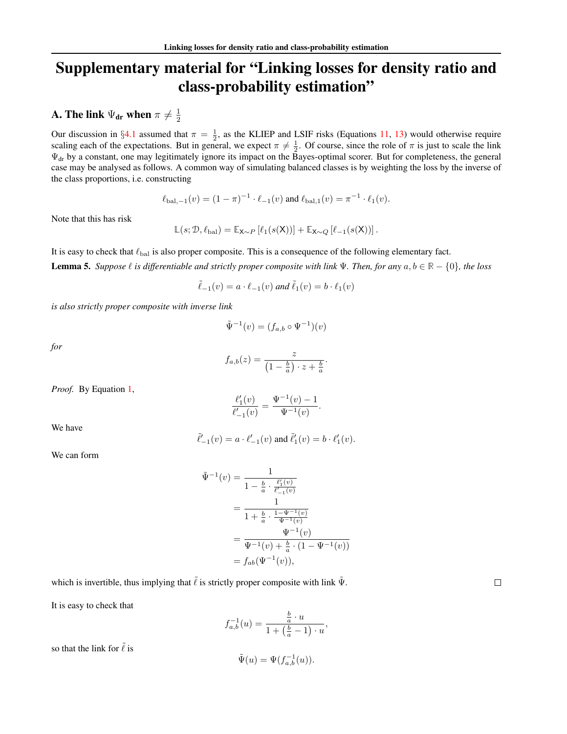# Supplementary material for "Linking losses for density ratio and class-probability estimation"

## A. The link $\Psi_{\text{dr}}$ when $\pi \neq \frac{1}{2}$

Our discussion in §4.1 assumed that $\pi = \frac{1}{2}$, as the KLIEP and LSIF risks (Equations 11, 13) would otherwise require scaling each of the expectations. But in general, we expect $\pi \neq \frac{1}{2}$. Of course, since the role of $\pi$ is just to scale the link $\Psi_{\text{dr}}$ by a constant, one may legitimately ignore its impact on the Bayes-optimal scorer. But for completeness, the general case may be analysed as follows. A common way of simulating balanced classes is by weighting the loss by the inverse of the class proportions, i.e. constructing

$$\ell_{\text{bal},-1}(v) = (1-\pi)^{-1} \cdot \ell_{-1}(v) \text{ and } \ell_{\text{bal},1}(v) = \pi^{-1} \cdot \ell_1(v).$$

Note that this has risk

$$\mathbb{L}(s; \mathcal{D}, \ell_{\text{bal}}) = \mathbb{E}_{\mathsf{X} \sim P}\left[\ell_1(s(\mathsf{X}))\right] + \mathbb{E}_{\mathsf{X} \sim Q}\left[\ell_{-1}(s(\mathsf{X}))\right].$$

It is easy to check that $\ell_{\text{bal}}$ is also proper composite. This is a consequence of the following elementary fact.

**Lemma 5.** *Suppose $\ell$ is differentiable and strictly proper composite with link $\Psi$. Then, for any $a, b \in \mathbb{R} - \{0\}$, the loss*

$$\tilde{\ell}_{-1}(v) = a \cdot \ell_{-1}(v) \text{ and } \tilde{\ell}_1(v) = b \cdot \ell_1(v)$$

*is also strictly proper composite with inverse link*

$$\tilde{\Psi}^{-1}(v) = (f_{a,b} \circ \Psi^{-1})(v)$$

*for*

$$f_{a,b}(z) = \frac{z}{\left(1 - \frac{b}{a}\right) \cdot z + \frac{b}{a}}.$$

*Proof.* By Equation 1,

$$\frac{\ell_1'(v)}{\ell_{-1}'(v)} = \frac{\Psi^{-1}(v) - 1}{\Psi^{-1}(v)}.$$

We have

$$\tilde{\ell}_{-1}'(v) = a \cdot \ell_{-1}'(v) \text{ and } \tilde{\ell}_1'(v) = b \cdot \ell_1'(v).$$

We can form

$$\begin{aligned}
\tilde{\Psi}^{-1}(v) &= \frac{1}{1 - \frac{b}{a} \cdot \frac{\ell_1'(v)}{\ell_{-1}'(v)}} \\
&= \frac{1}{1 + \frac{b}{a} \cdot \frac{1 - \Psi^{-1}(v)}{\Psi^{-1}(v)}} \\
&= \frac{\Psi^{-1}(v)}{\Psi^{-1}(v) + \frac{b}{a} \cdot (1 - \Psi^{-1}(v))} \\
&= f_{ab}(\Psi^{-1}(v)),
\end{aligned}$$

which is invertible, thus implying that $\tilde{\ell}$ is strictly proper composite with link $\tilde{\Psi}$. ∎

It is easy to check that

$$f_{a,b}^{-1}(u) = \frac{\frac{b}{a} \cdot u}{1 + \left(\frac{b}{a} - 1\right) \cdot u},$$

so that the link for $\tilde{\ell}$ is

$$\tilde{\Psi}(u) = \Psi(f_{a,b}^{-1}(u)).$$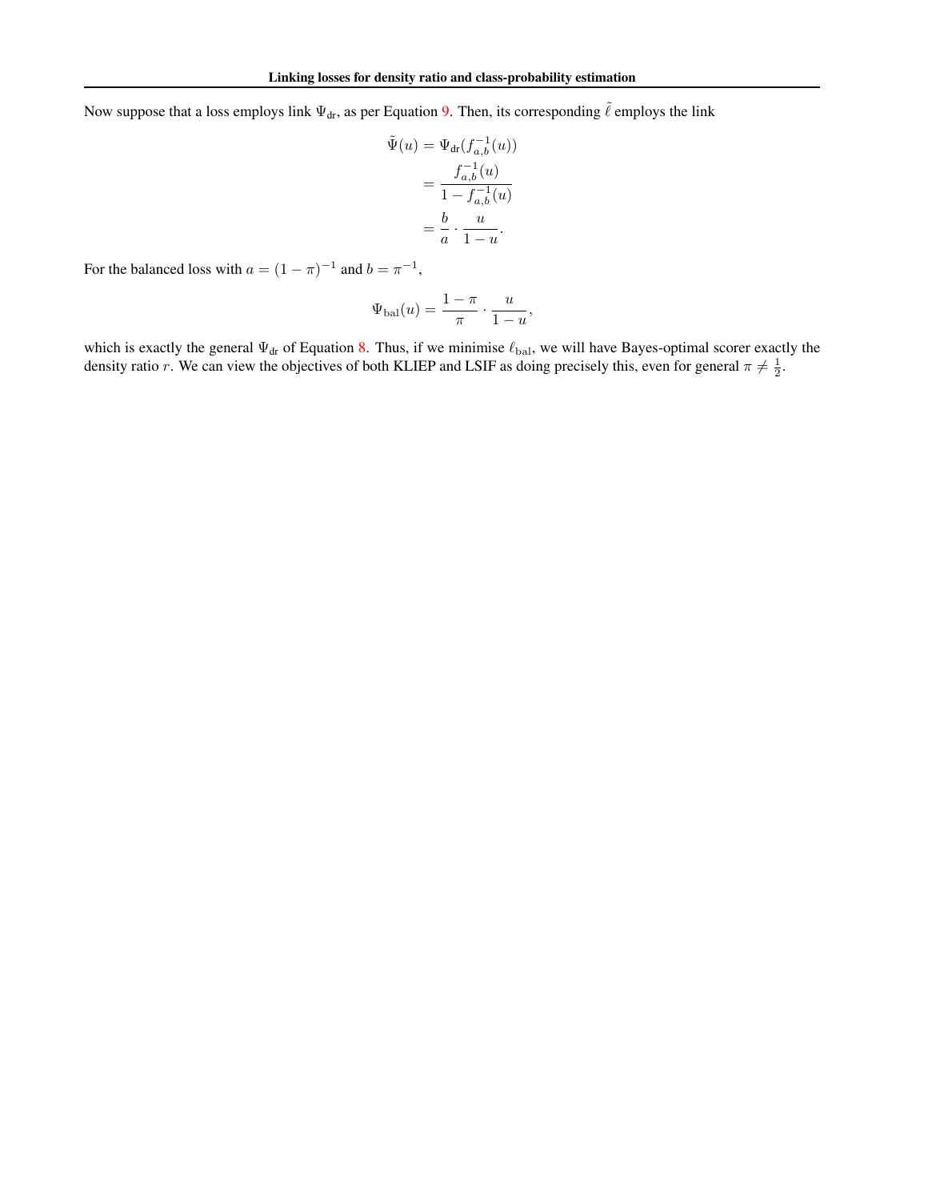Now suppose that a loss employs link $\Psi_{\text{dr}}$, as per Equation 9. Then, its corresponding $\tilde{\ell}$ employs the link

$$
\begin{aligned}
\tilde{\Psi}(u) &= \Psi_{\text{dr}}(f_{a,b}^{-1}(u)) \\
&= \frac{f_{a,b}^{-1}(u)}{1 - f_{a,b}^{-1}(u)} \\
&= \frac{b}{a} \cdot \frac{u}{1-u}.
\end{aligned}
$$

For the balanced loss with $a = (1-\pi)^{-1}$ and $b = \pi^{-1}$,

$$
\Psi_{\text{bal}}(u) = \frac{1-\pi}{\pi} \cdot \frac{u}{1-u},
$$

which is exactly the general $\Psi_{\text{dr}}$ of Equation 8. Thus, if we minimise $\ell_{\text{bal}}$, we will have Bayes-optimal scorer exactly the density ratio $r$. We can view the objectives of both KLIEP and LSIF as doing precisely this, even for general $\pi \neq \frac{1}{2}$.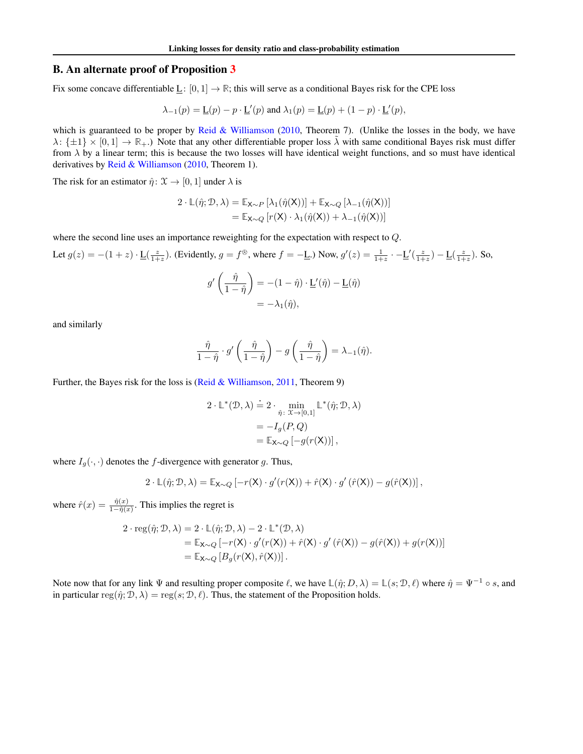## B. An alternate proof of Proposition 3

Fix some concave differentiable $\underline{L} \colon [0, 1] \to \mathbb{R}$; this will serve as a conditional Bayes risk for the CPE loss

$$\lambda_{-1}(p) = \underline{L}(p) - p \cdot \underline{L}'(p) \text{ and } \lambda_1(p) = \underline{L}(p) + (1 - p) \cdot \underline{L}'(p),$$

which is guaranteed to be proper by Reid & Williamson (2010, Theorem 7). (Unlike the losses in the body, we have $\lambda \colon \{\pm 1\} \times [0, 1] \to \mathbb{R}_+$.) Note that any other differentiable proper loss $\tilde{\lambda}$ with same conditional Bayes risk must differ from $\lambda$ by a linear term; this is because the two losses will have identical weight functions, and so must have identical derivatives by Reid & Williamson (2010, Theorem 1).

The risk for an estimator $\hat{\eta} \colon \mathcal{X} \to [0, 1]$ under $\lambda$ is

$$\begin{aligned} 2 \cdot \mathbb{L}(\hat{\eta}; \mathcal{D}, \lambda) &= \mathbb{E}_{\mathsf{X} \sim P} \left[ \lambda_1(\hat{\eta}(\mathsf{X})) \right] + \mathbb{E}_{\mathsf{X} \sim Q} \left[ \lambda_{-1}(\hat{\eta}(\mathsf{X})) \right] \\ &= \mathbb{E}_{\mathsf{X} \sim Q} \left[ r(\mathsf{X}) \cdot \lambda_1(\hat{\eta}(\mathsf{X})) + \lambda_{-1}(\hat{\eta}(\mathsf{X})) \right] \end{aligned}$$

where the second line uses an importance reweighting for the expectation with respect to $Q$.

Let $g(z) = -(1 + z) \cdot \underline{L}(\frac{z}{1+z})$. (Evidently, $g = f^{\circledast}$, where $f = -\underline{L}$.) Now, $g'(z) = \frac{1}{1+z} \cdot -\underline{L}'(\frac{z}{1+z}) - \underline{L}(\frac{z}{1+z})$. So,

$$\begin{aligned} g'\left( \frac{\hat{\eta}}{1 - \hat{\eta}} \right) &= -(1 - \hat{\eta}) \cdot \underline{L}'(\hat{\eta}) - \underline{L}(\hat{\eta}) \\ &= -\lambda_1(\hat{\eta}), \end{aligned}$$

and similarly

$$\frac{\hat{\eta}}{1 - \hat{\eta}} \cdot g'\left( \frac{\hat{\eta}}{1 - \hat{\eta}} \right) - g\left( \frac{\hat{\eta}}{1 - \hat{\eta}} \right) = \lambda_{-1}(\hat{\eta}).$$

Further, the Bayes risk for the loss is (Reid & Williamson, 2011, Theorem 9)

$$\begin{aligned} 2 \cdot \mathbb{L}^*(\mathcal{D}, \lambda) &\doteq 2 \cdot \min_{\hat{\eta} \colon \mathcal{X} \to [0,1]} \mathbb{L}^*(\hat{\eta}; \mathcal{D}, \lambda) \\ &= -I_g(P, Q) \\ &= \mathbb{E}_{\mathsf{X} \sim Q} \left[ -g(r(\mathsf{X})) \right], \end{aligned}$$

where $I_g(\cdot, \cdot)$ denotes the $f$-divergence with generator $g$. Thus,

$$2 \cdot \mathbb{L}(\hat{\eta}; \mathcal{D}, \lambda) = \mathbb{E}_{\mathsf{X} \sim Q} \left[ -r(\mathsf{X}) \cdot g'(r(\mathsf{X})) + \hat{r}(\mathsf{X}) \cdot g'\left( \hat{r}(\mathsf{X}) \right) - g(\hat{r}(\mathsf{X})) \right],$$

where $\hat{r}(x) = \frac{\hat{\eta}(x)}{1 - \hat{\eta}(x)}$. This implies the regret is

$$\begin{aligned} 2 \cdot \mathrm{reg}(\hat{\eta}; \mathcal{D}, \lambda) &= 2 \cdot \mathbb{L}(\hat{\eta}; \mathcal{D}, \lambda) - 2 \cdot \mathbb{L}^*(\mathcal{D}, \lambda) \\ &= \mathbb{E}_{\mathsf{X} \sim Q} \left[ -r(\mathsf{X}) \cdot g'(r(\mathsf{X})) + \hat{r}(\mathsf{X}) \cdot g'\left( \hat{r}(\mathsf{X}) \right) - g(\hat{r}(\mathsf{X})) + g(r(\mathsf{X})) \right] \\ &= \mathbb{E}_{\mathsf{X} \sim Q} \left[ B_g(r(\mathsf{X}), \hat{r}(\mathsf{X})) \right]. \end{aligned}$$

Note now that for any link $\Psi$ and resulting proper composite $\ell$, we have $\mathbb{L}(\hat{\eta}; D, \lambda) = \mathbb{L}(s; \mathcal{D}, \ell)$ where $\hat{\eta} = \Psi^{-1} \circ s$, and in particular $\mathrm{reg}(\hat{\eta}; \mathcal{D}, \lambda) = \mathrm{reg}(s; \mathcal{D}, \ell)$. Thus, the statement of the Proposition holds.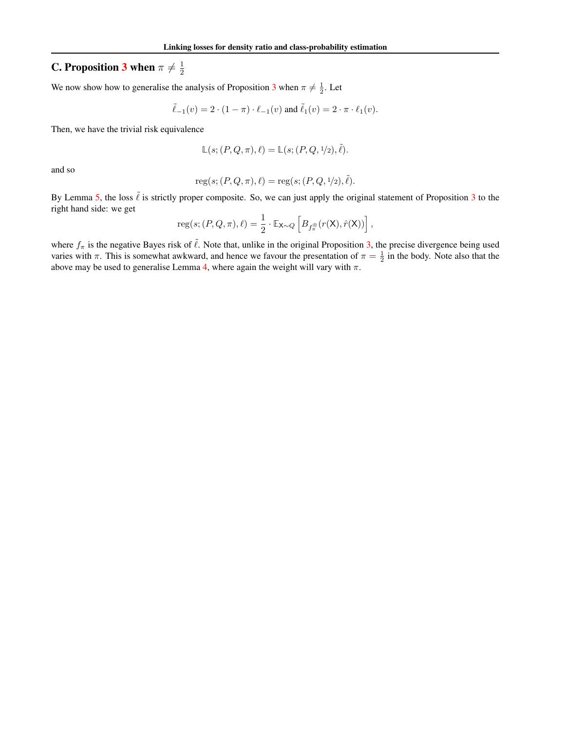## C. Proposition 3 when $\pi \neq \frac{1}{2}$

We now show how to generalise the analysis of Proposition 3 when $\pi \neq \frac{1}{2}$. Let

$$\tilde{\ell}_{-1}(v) = 2 \cdot (1 - \pi) \cdot \ell_{-1}(v) \text{ and } \tilde{\ell}_1(v) = 2 \cdot \pi \cdot \ell_1(v).$$

Then, we have the trivial risk equivalence

$$\mathbb{L}(s; (P, Q, \pi), \ell) = \mathbb{L}(s; (P, Q, 1/2), \tilde{\ell}).$$

and so

$$\mathrm{reg}(s; (P, Q, \pi), \ell) = \mathrm{reg}(s; (P, Q, 1/2), \tilde{\ell}).$$

By Lemma 5, the loss $\tilde{\ell}$ is strictly proper composite. So, we can just apply the original statement of Proposition 3 to the right hand side: we get

$$\mathrm{reg}(s; (P, Q, \pi), \ell) = \frac{1}{2} \cdot \mathbb{E}_{\mathsf{X} \sim Q} \left[ B_{f_\pi^{\circledast}}(r(\mathsf{X}), \hat{r}(\mathsf{X})) \right],$$

where $f_\pi$ is the negative Bayes risk of $\tilde{\ell}$. Note that, unlike in the original Proposition 3, the precise divergence being used varies with $\pi$. This is somewhat awkward, and hence we favour the presentation of $\pi = \frac{1}{2}$ in the body. Note also that the above may be used to generalise Lemma 4, where again the weight will vary with $\pi$.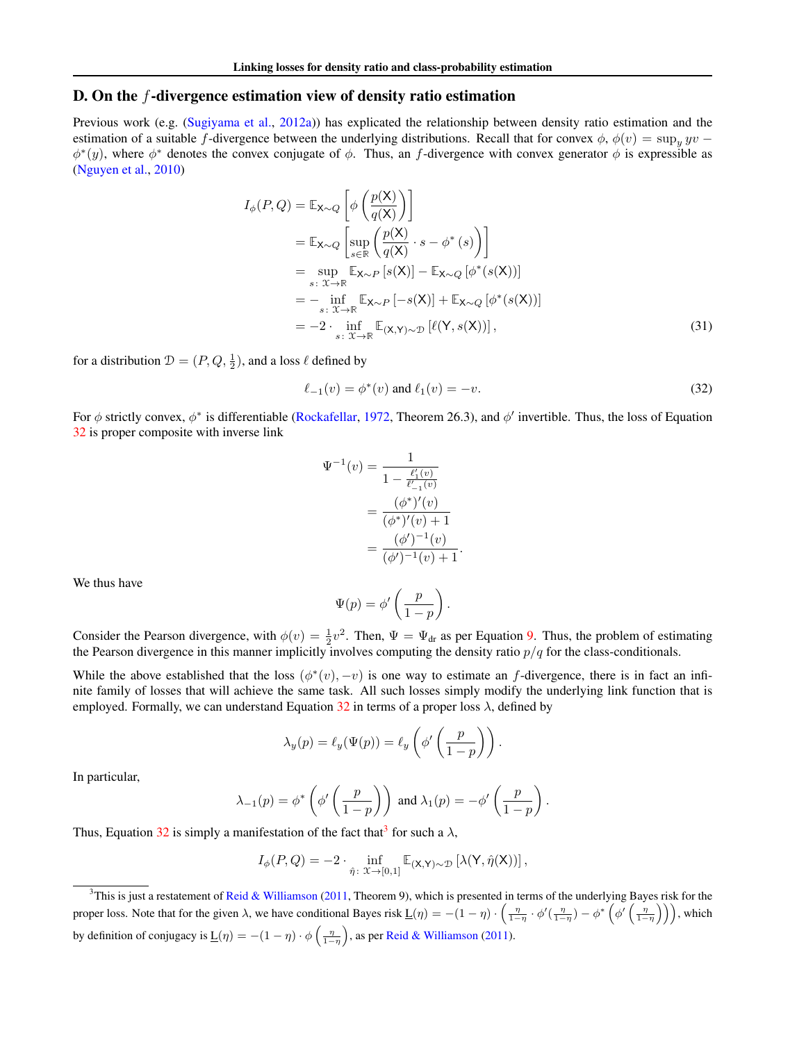## D. On the $f$-divergence estimation view of density ratio estimation

Previous work (e.g. (Sugiyama et al., 2012a)) has explicated the relationship between density ratio estimation and the estimation of a suitable $f$-divergence between the underlying distributions. Recall that for convex $\phi$, $\phi(v) = \sup_y yv - \phi^*(y)$, where $\phi^*$ denotes the convex conjugate of $\phi$. Thus, an $f$-divergence with convex generator $\phi$ is expressible as (Nguyen et al., 2010)

$$
\begin{aligned}
I_\phi(P, Q) &= \mathbb{E}_{\mathsf{X} \sim Q}\left[\phi\left(\frac{p(\mathsf{X})}{q(\mathsf{X})}\right)\right] \\
&= \mathbb{E}_{\mathsf{X} \sim Q}\left[\sup_{s \in \mathbb{R}}\left(\frac{p(\mathsf{X})}{q(\mathsf{X})} \cdot s - \phi^*(s)\right)\right] \\
&= \sup_{s\colon \mathcal{X} \to \mathbb{R}} \mathbb{E}_{\mathsf{X} \sim P}\left[s(\mathsf{X})\right] - \mathbb{E}_{\mathsf{X} \sim Q}\left[\phi^*(s(\mathsf{X}))\right] \\
&= -\inf_{s\colon \mathcal{X} \to \mathbb{R}} \mathbb{E}_{\mathsf{X} \sim P}\left[-s(\mathsf{X})\right] + \mathbb{E}_{\mathsf{X} \sim Q}\left[\phi^*(s(\mathsf{X}))\right] \\
&= -2 \cdot \inf_{s\colon \mathcal{X} \to \mathbb{R}} \mathbb{E}_{(\mathsf{X}, \mathsf{Y}) \sim \mathcal{D}}\left[\ell(\mathsf{Y}, s(\mathsf{X}))\right],
\end{aligned}
\tag{31}
$$

for a distribution $\mathcal{D} = (P, Q, \frac{1}{2})$, and a loss $\ell$ defined by

$$
\ell_{-1}(v) = \phi^*(v) \text{ and } \ell_1(v) = -v. \tag{32}
$$

For $\phi$ strictly convex, $\phi^*$ is differentiable (Rockafellar, 1972, Theorem 26.3), and $\phi'$ invertible. Thus, the loss of Equation 32 is proper composite with inverse link

$$
\begin{aligned}
\Psi^{-1}(v) &= \frac{1}{1 - \frac{\ell_1'(v)}{\ell_{-1}'(v)}} \\
&= \frac{(\phi^*)'(v)}{(\phi^*)'(v) + 1} \\
&= \frac{(\phi')^{-1}(v)}{(\phi')^{-1}(v) + 1}.
\end{aligned}
$$

We thus have

$$
\Psi(p) = \phi'\left(\frac{p}{1-p}\right).
$$

Consider the Pearson divergence, with $\phi(v) = \frac{1}{2}v^2$. Then, $\Psi = \Psi_{\mathrm{dr}}$ as per Equation 9. Thus, the problem of estimating the Pearson divergence in this manner implicitly involves computing the density ratio $p/q$ for the class-conditionals.

While the above established that the loss $(\phi^*(v), -v)$ is one way to estimate an $f$-divergence, there is in fact an infinite family of losses that will achieve the same task. All such losses simply modify the underlying link function that is employed. Formally, we can understand Equation 32 in terms of a proper loss $\lambda$, defined by

$$
\lambda_y(p) = \ell_y(\Psi(p)) = \ell_y\left(\phi'\left(\frac{p}{1-p}\right)\right).
$$

In particular,

$$
\lambda_{-1}(p) = \phi^*\left(\phi'\left(\frac{p}{1-p}\right)\right) \text{ and } \lambda_1(p) = -\phi'\left(\frac{p}{1-p}\right).
$$

Thus, Equation 32 is simply a manifestation of the fact that[3] for such a $\lambda$,

$$
I_\phi(P, Q) = -2 \cdot \inf_{\hat{\eta}\colon \mathcal{X} \to [0,1]} \mathbb{E}_{(\mathsf{X}, \mathsf{Y}) \sim \mathcal{D}}\left[\lambda(\mathsf{Y}, \hat{\eta}(\mathsf{X}))\right],
$$

[3] This is just a restatement of Reid & Williamson (2011, Theorem 9), which is presented in terms of the underlying Bayes risk for the proper loss. Note that for the given $\lambda$, we have conditional Bayes risk $\underline{L}(\eta) = -(1-\eta) \cdot \left(\frac{\eta}{1-\eta} \cdot \phi'(\frac{\eta}{1-\eta}) - \phi^*\left(\phi'\left(\frac{\eta}{1-\eta}\right)\right)\right)$, which by definition of conjugacy is $\underline{L}(\eta) = -(1-\eta) \cdot \phi\left(\frac{\eta}{1-\eta}\right)$, as per Reid & Williamson (2011).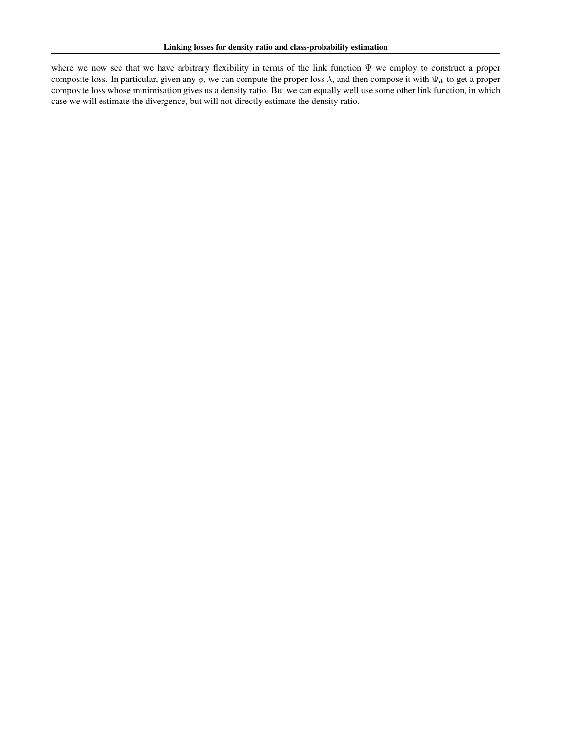where we now see that we have arbitrary flexibility in terms of the link function $\Psi$ we employ to construct a proper composite loss. In particular, given any $\phi$, we can compute the proper loss $\lambda$, and then compose it with $\Psi_{\text{dr}}$ to get a proper composite loss whose minimisation gives us a density ratio. But we can equally well use some other link function, in which case we will estimate the divergence, but will not directly estimate the density ratio.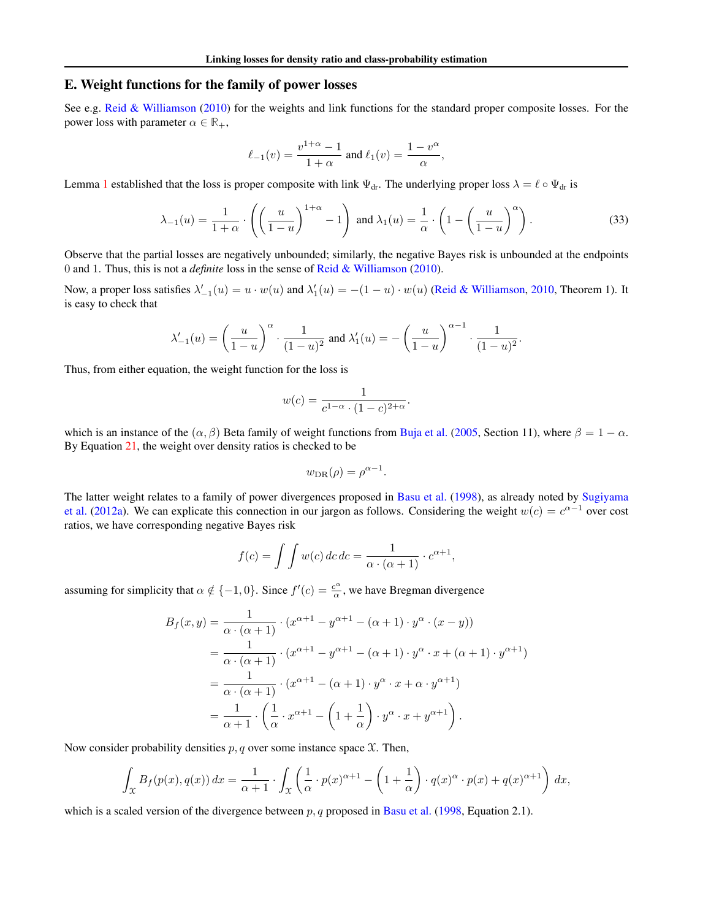## E. Weight functions for the family of power losses

See e.g. Reid & Williamson (2010) for the weights and link functions for the standard proper composite losses. For the power loss with parameter $\alpha \in \mathbb{R}_+$,

$$\ell_{-1}(v) = \frac{v^{1+\alpha} - 1}{1+\alpha} \text{ and } \ell_1(v) = \frac{1 - v^\alpha}{\alpha},$$

Lemma 1 established that the loss is proper composite with link $\Psi_{\text{dr}}$. The underlying proper loss $\lambda = \ell \circ \Psi_{\text{dr}}$ is

$$\lambda_{-1}(u) = \frac{1}{1+\alpha} \cdot \left( \left( \frac{u}{1-u} \right)^{1+\alpha} - 1 \right) \text{ and } \lambda_1(u) = \frac{1}{\alpha} \cdot \left( 1 - \left( \frac{u}{1-u} \right)^{\alpha} \right). \tag{33}$$

Observe that the partial losses are negatively unbounded; similarly, the negative Bayes risk is unbounded at the endpoints 0 and 1. Thus, this is not a *definite* loss in the sense of Reid & Williamson (2010).

Now, a proper loss satisfies $\lambda'_{-1}(u) = u \cdot w(u)$ and $\lambda'_1(u) = -(1-u) \cdot w(u)$ (Reid & Williamson, 2010, Theorem 1). It is easy to check that

$$\lambda'_{-1}(u) = \left( \frac{u}{1-u} \right)^{\alpha} \cdot \frac{1}{(1-u)^2} \text{ and } \lambda'_1(u) = -\left( \frac{u}{1-u} \right)^{\alpha - 1} \cdot \frac{1}{(1-u)^2}.$$

Thus, from either equation, the weight function for the loss is

$$w(c) = \frac{1}{c^{1-\alpha} \cdot (1-c)^{2+\alpha}}.$$

which is an instance of the $(\alpha, \beta)$ Beta family of weight functions from Buja et al. (2005, Section 11), where $\beta = 1 - \alpha$. By Equation 21, the weight over density ratios is checked to be

$$w_{\text{DR}}(\rho) = \rho^{\alpha - 1}.$$

The latter weight relates to a family of power divergences proposed in Basu et al. (1998), as already noted by Sugiyama et al. (2012a). We can explicate this connection in our jargon as follows. Considering the weight $w(c) = c^{\alpha-1}$ over cost ratios, we have corresponding negative Bayes risk

$$f(c) = \int \int w(c) \, dc \, dc = \frac{1}{\alpha \cdot (\alpha + 1)} \cdot c^{\alpha+1},$$

assuming for simplicity that $\alpha \notin \{-1, 0\}$. Since $f'(c) = \frac{c^\alpha}{\alpha}$, we have Bregman divergence

$$\begin{aligned}
B_f(x, y) &= \frac{1}{\alpha \cdot (\alpha+1)} \cdot \left( x^{\alpha+1} - y^{\alpha+1} - (\alpha+1) \cdot y^\alpha \cdot (x - y) \right) \\
&= \frac{1}{\alpha \cdot (\alpha+1)} \cdot \left( x^{\alpha+1} - y^{\alpha+1} - (\alpha+1) \cdot y^\alpha \cdot x + (\alpha+1) \cdot y^{\alpha+1} \right) \\
&= \frac{1}{\alpha \cdot (\alpha+1)} \cdot \left( x^{\alpha+1} - (\alpha+1) \cdot y^\alpha \cdot x + \alpha \cdot y^{\alpha+1} \right) \\
&= \frac{1}{\alpha+1} \cdot \left( \frac{1}{\alpha} \cdot x^{\alpha+1} - \left( 1 + \frac{1}{\alpha} \right) \cdot y^\alpha \cdot x + y^{\alpha+1} \right).
\end{aligned}$$

Now consider probability densities $p, q$ over some instance space $\mathcal{X}$. Then,

$$\int_{\mathcal{X}} B_f(p(x), q(x)) \, dx = \frac{1}{\alpha+1} \cdot \int_{\mathcal{X}} \left( \frac{1}{\alpha} \cdot p(x)^{\alpha+1} - \left( 1 + \frac{1}{\alpha} \right) \cdot q(x)^\alpha \cdot p(x) + q(x)^{\alpha+1} \right) dx,$$

which is a scaled version of the divergence between $p, q$ proposed in Basu et al. (1998, Equation 2.1).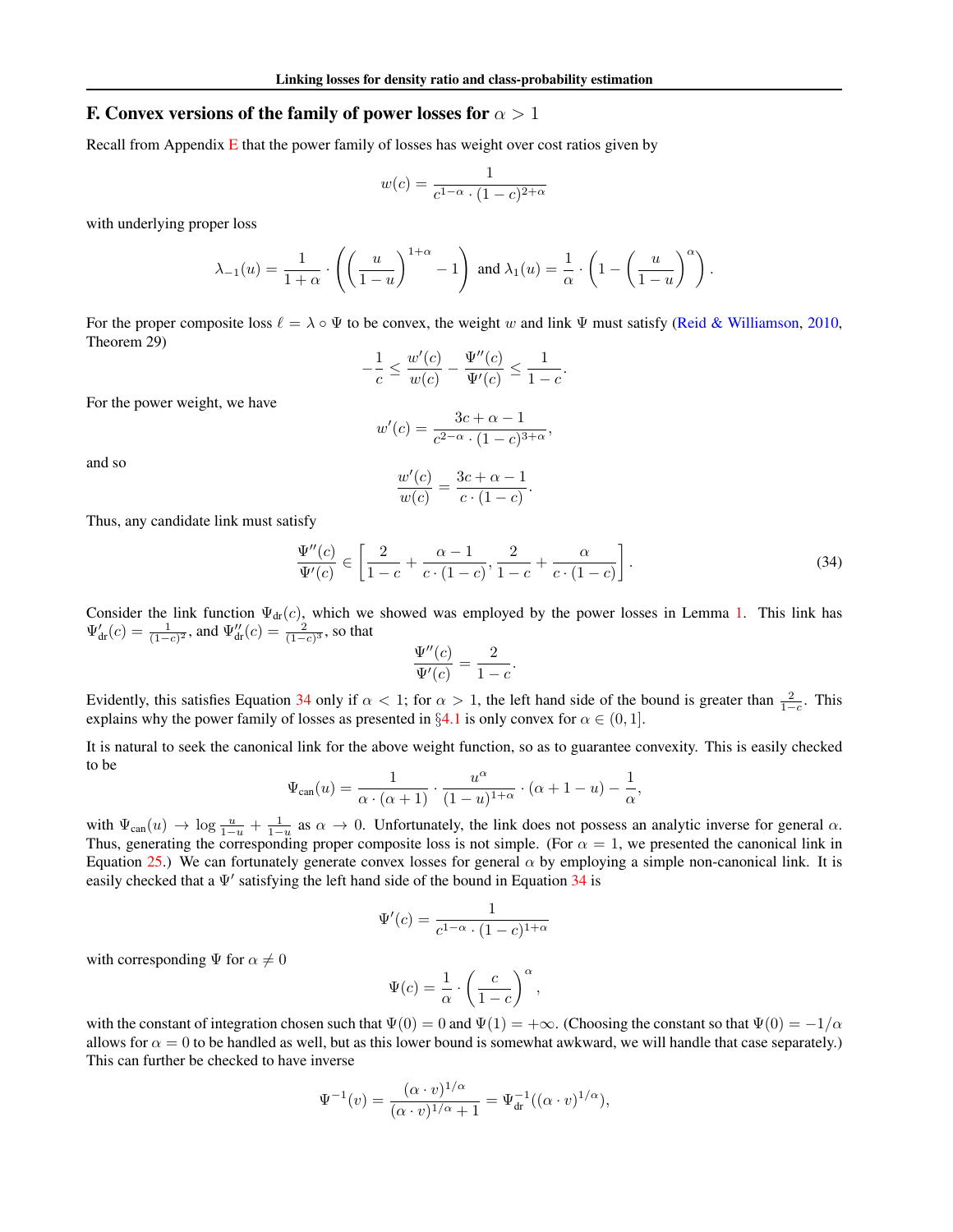## F. Convex versions of the family of power losses for $\alpha > 1$

Recall from Appendix E that the power family of losses has weight over cost ratios given by

$$w(c) = \frac{1}{c^{1-\alpha} \cdot (1-c)^{2+\alpha}}$$

with underlying proper loss

$$\lambda_{-1}(u) = \frac{1}{1+\alpha} \cdot \left( \left( \frac{u}{1-u} \right)^{1+\alpha} - 1 \right) \text{ and } \lambda_1(u) = \frac{1}{\alpha} \cdot \left( 1 - \left( \frac{u}{1-u} \right)^{\alpha} \right).$$

For the proper composite loss $\ell = \lambda \circ \Psi$ to be convex, the weight $w$ and link $\Psi$ must satisfy (Reid & Williamson, 2010, Theorem 29)

$$-\frac{1}{c} \leq \frac{w'(c)}{w(c)} - \frac{\Psi''(c)}{\Psi'(c)} \leq \frac{1}{1-c}.$$

For the power weight, we have

$$w'(c) = \frac{3c + \alpha - 1}{c^{2-\alpha} \cdot (1-c)^{3+\alpha}},$$

and so

$$\frac{w'(c)}{w(c)} = \frac{3c + \alpha - 1}{c \cdot (1-c)}.$$

Thus, any candidate link must satisfy

$$\frac{\Psi''(c)}{\Psi'(c)} \in \left[ \frac{2}{1-c} + \frac{\alpha - 1}{c \cdot (1-c)}, \frac{2}{1-c} + \frac{\alpha}{c \cdot (1-c)} \right]. \tag{34}$$

Consider the link function $\Psi_{\text{dr}}(c)$, which we showed was employed by the power losses in Lemma 1. This link has $\Psi'_{\text{dr}}(c) = \frac{1}{(1-c)^2}$, and $\Psi''_{\text{dr}}(c) = \frac{2}{(1-c)^3}$, so that

$$\frac{\Psi''(c)}{\Psi'(c)} = \frac{2}{1-c}.$$

Evidently, this satisfies Equation 34 only if $\alpha < 1$; for $\alpha > 1$, the left hand side of the bound is greater than $\frac{2}{1-c}$. This explains why the power family of losses as presented in §4.1 is only convex for $\alpha \in (0, 1]$.

It is natural to seek the canonical link for the above weight function, so as to guarantee convexity. This is easily checked to be

$$\Psi_{\text{can}}(u) = \frac{1}{\alpha \cdot (\alpha + 1)} \cdot \frac{u^{\alpha}}{(1-u)^{1+\alpha}} \cdot (\alpha + 1 - u) - \frac{1}{\alpha},$$

with $\Psi_{\text{can}}(u) \to \log \frac{u}{1-u} + \frac{1}{1-u}$ as $\alpha \to 0$. Unfortunately, the link does not possess an analytic inverse for general $\alpha$. Thus, generating the corresponding proper composite loss is not simple. (For $\alpha = 1$, we presented the canonical link in Equation 25.) We can fortunately generate convex losses for general $\alpha$ by employing a simple non-canonical link. It is easily checked that a $\Psi'$ satisfying the left hand side of the bound in Equation 34 is

$$\Psi'(c) = \frac{1}{c^{1-\alpha} \cdot (1-c)^{1+\alpha}}$$

with corresponding $\Psi$ for $\alpha \neq 0$

$$\Psi(c) = \frac{1}{\alpha} \cdot \left( \frac{c}{1-c} \right)^{\alpha},$$

with the constant of integration chosen such that $\Psi(0) = 0$ and $\Psi(1) = +\infty$. (Choosing the constant so that $\Psi(0) = -1/\alpha$ allows for $\alpha = 0$ to be handled as well, but as this lower bound is somewhat awkward, we will handle that case separately.) This can further be checked to have inverse

$$\Psi^{-1}(v) = \frac{(\alpha \cdot v)^{1/\alpha}}{(\alpha \cdot v)^{1/\alpha} + 1} = \Psi_{\text{dr}}^{-1}((\alpha \cdot v)^{1/\alpha}),$$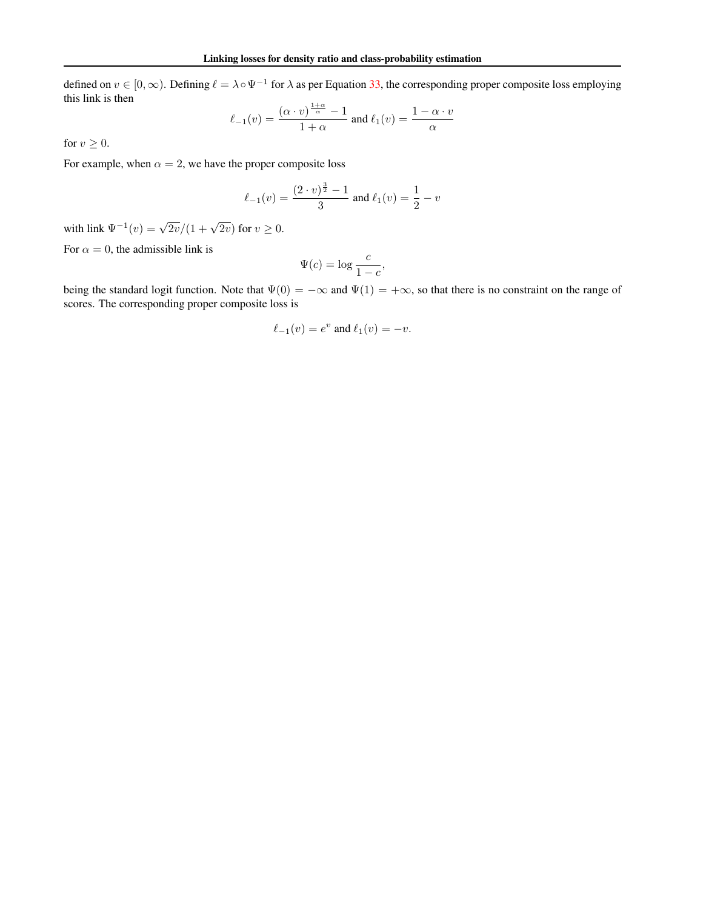defined on $v \in [0, \infty)$. Defining $\ell = \lambda \circ \Psi^{-1}$ for $\lambda$ as per Equation 33, the corresponding proper composite loss employing this link is then

$$\ell_{-1}(v) = \frac{(\alpha \cdot v)^{\frac{1+\alpha}{\alpha}} - 1}{1 + \alpha} \text{ and } \ell_1(v) = \frac{1 - \alpha \cdot v}{\alpha}$$

for $v \geq 0$.

For example, when $\alpha = 2$, we have the proper composite loss

$$\ell_{-1}(v) = \frac{(2 \cdot v)^{\frac{3}{2}} - 1}{3} \text{ and } \ell_1(v) = \frac{1}{2} - v$$

with link $\Psi^{-1}(v) = \sqrt{2v}/(1 + \sqrt{2v})$ for $v \geq 0$.

For $\alpha = 0$, the admissible link is

$$\Psi(c) = \log \frac{c}{1 - c},$$

being the standard logit function. Note that $\Psi(0) = -\infty$ and $\Psi(1) = +\infty$, so that there is no constraint on the range of scores. The corresponding proper composite loss is

$$\ell_{-1}(v) = e^v \text{ and } \ell_1(v) = -v.$$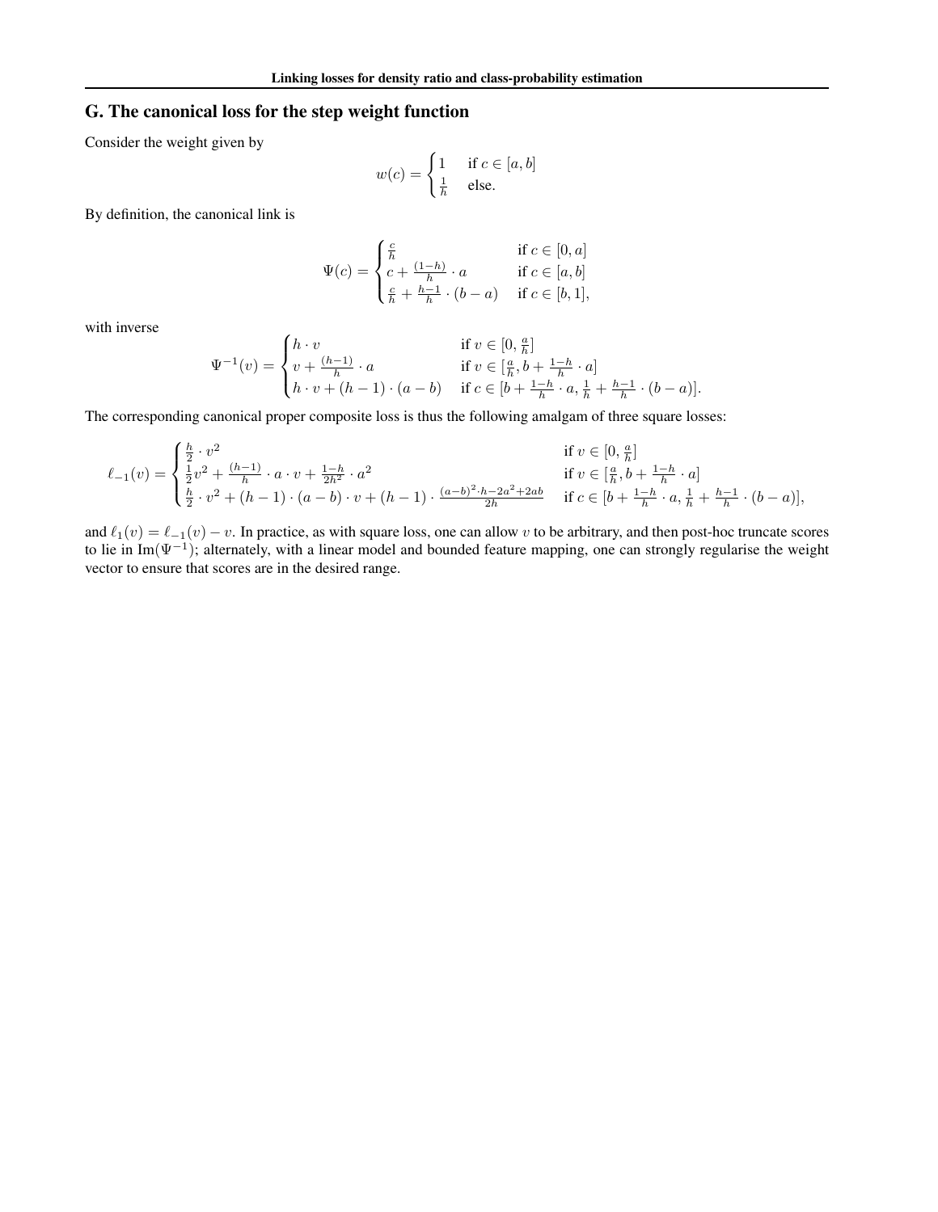## G. The canonical loss for the step weight function

Consider the weight given by

$$w(c) = \begin{cases} 1 & \text{if } c \in [a, b] \\ \frac{1}{h} & \text{else.} \end{cases}$$

By definition, the canonical link is

$$\Psi(c) = \begin{cases} \frac{c}{h} & \text{if } c \in [0, a] \\ c + \frac{(1-h)}{h} \cdot a & \text{if } c \in [a, b] \\ \frac{c}{h} + \frac{h-1}{h} \cdot (b - a) & \text{if } c \in [b, 1], \end{cases}$$

with inverse

$$\Psi^{-1}(v) = \begin{cases} h \cdot v & \text{if } v \in [0, \frac{a}{h}] \\ v + \frac{(h-1)}{h} \cdot a & \text{if } v \in [\frac{a}{h}, b + \frac{1-h}{h} \cdot a] \\ h \cdot v + (h-1) \cdot (a - b) & \text{if } c \in [b + \frac{1-h}{h} \cdot a, \frac{1}{h} + \frac{h-1}{h} \cdot (b - a)]. \end{cases}$$

The corresponding canonical proper composite loss is thus the following amalgam of three square losses:

$$\ell_{-1}(v) = \begin{cases} \frac{h}{2} \cdot v^2 & \text{if } v \in [0, \frac{a}{h}] \\ \frac{1}{2} v^2 + \frac{(h-1)}{h} \cdot a \cdot v + \frac{1-h}{2h^2} \cdot a^2 & \text{if } v \in [\frac{a}{h}, b + \frac{1-h}{h} \cdot a] \\ \frac{h}{2} \cdot v^2 + (h-1) \cdot (a-b) \cdot v + (h-1) \cdot \frac{(a-b)^2 \cdot h - 2a^2 + 2ab}{2h} & \text{if } c \in [b + \frac{1-h}{h} \cdot a, \frac{1}{h} + \frac{h-1}{h} \cdot (b-a)], \end{cases}$$

and $\ell_1(v) = \ell_{-1}(v) - v$. In practice, as with square loss, one can allow $v$ to be arbitrary, and then post-hoc truncate scores to lie in $\mathrm{Im}(\Psi^{-1})$; alternately, with a linear model and bounded feature mapping, one can strongly regularise the weight vector to ensure that scores are in the desired range.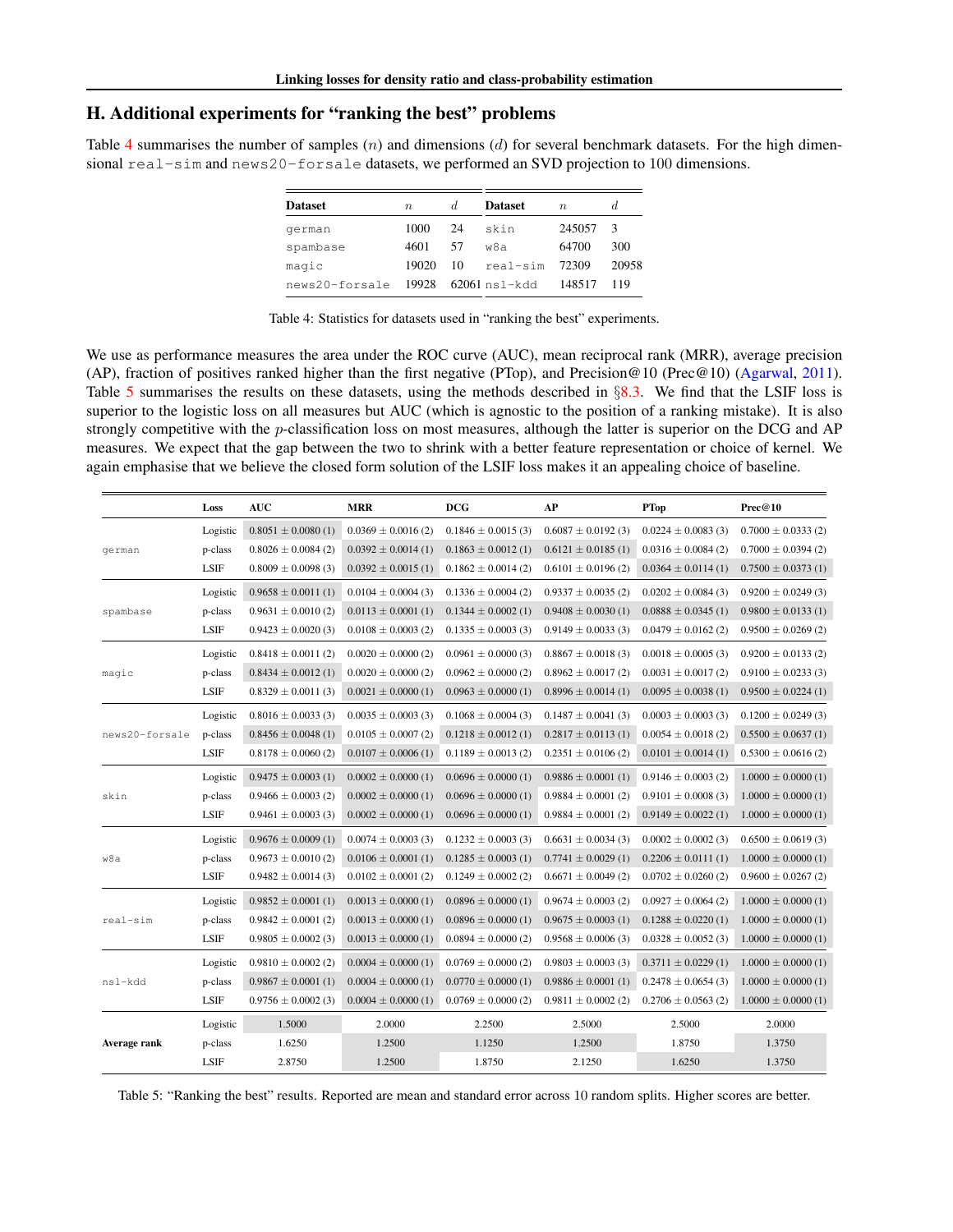## H. Additional experiments for "ranking the best" problems

Table 4 summarises the number of samples ($n$) and dimensions ($d$) for several benchmark datasets. For the high dimensional `real-sim` and `news20-forsale` datasets, we performed an SVD projection to 100 dimensions.

| Dataset | $n$ | $d$ | Dataset | $n$ | $d$ |
|---|---|---|---|---|---|
| `german` | 1000 | 24 | `skin` | 245057 | 3 |
| `spambase` | 4601 | 57 | `w8a` | 64700 | 300 |
| `magic` | 19020 | 10 | `real-sim` | 72309 | 20958 |
| `news20-forsale` | 19928 | 62061 | `nsl-kdd` | 148517 | 119 |

Table 4: Statistics for datasets used in "ranking the best" experiments.

We use as performance measures the area under the ROC curve (AUC), mean reciprocal rank (MRR), average precision (AP), fraction of positives ranked higher than the first negative (PTop), and Precision@10 (Prec@10) (Agarwal, 2011). Table 5 summarises the results on these datasets, using the methods described in §8.3. We find that the LSIF loss is superior to the logistic loss on all measures but AUC (which is agnostic to the position of a ranking mistake). It is also strongly competitive with the $p$-classification loss on most measures, although the latter is superior on the DCG and AP measures. We expect that the gap between the two to shrink with a better feature representation or choice of kernel. We again emphasise that we believe the closed form solution of the LSIF loss makes it an appealing choice of baseline.

| | Loss | AUC | MRR | DCG | AP | PTop | Prec@10 |
|---|---|---|---|---|---|---|---|
| `german` | Logistic | $0.8051 \pm 0.0080$ (1) | $0.0369 \pm 0.0016$ (2) | $0.1846 \pm 0.0015$ (3) | $0.6087 \pm 0.0192$ (3) | $0.0224 \pm 0.0083$ (3) | $0.7000 \pm 0.0333$ (2) |
| | p-class | $0.8026 \pm 0.0084$ (2) | $0.0392 \pm 0.0014$ (1) | $0.1863 \pm 0.0012$ (1) | $0.6121 \pm 0.0185$ (1) | $0.0316 \pm 0.0084$ (2) | $0.7000 \pm 0.0394$ (2) |
| | LSIF | $0.8009 \pm 0.0098$ (3) | $0.0392 \pm 0.0015$ (1) | $0.1862 \pm 0.0014$ (2) | $0.6101 \pm 0.0196$ (2) | $0.0364 \pm 0.0114$ (1) | $0.7500 \pm 0.0373$ (1) |
| `spambase` | Logistic | $0.9658 \pm 0.0011$ (1) | $0.0104 \pm 0.0004$ (3) | $0.1336 \pm 0.0004$ (2) | $0.9337 \pm 0.0035$ (2) | $0.0202 \pm 0.0084$ (3) | $0.9200 \pm 0.0249$ (3) |
| | p-class | $0.9631 \pm 0.0010$ (2) | $0.0113 \pm 0.0001$ (1) | $0.1344 \pm 0.0002$ (1) | $0.9408 \pm 0.0030$ (1) | $0.0888 \pm 0.0345$ (1) | $0.9800 \pm 0.0133$ (1) |
| | LSIF | $0.9423 \pm 0.0020$ (3) | $0.0108 \pm 0.0003$ (2) | $0.1335 \pm 0.0003$ (3) | $0.9149 \pm 0.0033$ (3) | $0.0479 \pm 0.0162$ (2) | $0.9500 \pm 0.0269$ (2) |
| `magic` | Logistic | $0.8418 \pm 0.0011$ (2) | $0.0020 \pm 0.0000$ (2) | $0.0961 \pm 0.0000$ (3) | $0.8867 \pm 0.0018$ (3) | $0.0018 \pm 0.0005$ (3) | $0.9200 \pm 0.0133$ (2) |
| | p-class | $0.8434 \pm 0.0012$ (1) | $0.0020 \pm 0.0000$ (2) | $0.0962 \pm 0.0000$ (2) | $0.8962 \pm 0.0017$ (2) | $0.0031 \pm 0.0017$ (2) | $0.9100 \pm 0.0233$ (3) |
| | LSIF | $0.8329 \pm 0.0011$ (3) | $0.0021 \pm 0.0000$ (1) | $0.0963 \pm 0.0000$ (1) | $0.8996 \pm 0.0014$ (1) | $0.0095 \pm 0.0038$ (1) | $0.9500 \pm 0.0224$ (1) |
| `news20-forsale` | Logistic | $0.8016 \pm 0.0033$ (3) | $0.0035 \pm 0.0003$ (3) | $0.1068 \pm 0.0004$ (3) | $0.1487 \pm 0.0041$ (3) | $0.0003 \pm 0.0003$ (3) | $0.1200 \pm 0.0249$ (3) |
| | p-class | $0.8456 \pm 0.0048$ (1) | $0.0105 \pm 0.0007$ (2) | $0.1218 \pm 0.0012$ (1) | $0.2817 \pm 0.0113$ (1) | $0.0054 \pm 0.0018$ (2) | $0.5500 \pm 0.0637$ (1) |
| | LSIF | $0.8178 \pm 0.0060$ (2) | $0.0107 \pm 0.0006$ (1) | $0.1189 \pm 0.0013$ (2) | $0.2351 \pm 0.0106$ (2) | $0.0101 \pm 0.0014$ (1) | $0.5300 \pm 0.0616$ (2) |
| `skin` | Logistic | $0.9475 \pm 0.0003$ (1) | $0.0002 \pm 0.0000$ (1) | $0.0696 \pm 0.0000$ (1) | $0.9886 \pm 0.0001$ (1) | $0.9146 \pm 0.0003$ (2) | $1.0000 \pm 0.0000$ (1) |
| | p-class | $0.9466 \pm 0.0003$ (2) | $0.0002 \pm 0.0000$ (1) | $0.0696 \pm 0.0000$ (1) | $0.9884 \pm 0.0001$ (2) | $0.9101 \pm 0.0008$ (3) | $1.0000 \pm 0.0000$ (1) |
| | LSIF | $0.9461 \pm 0.0003$ (3) | $0.0002 \pm 0.0000$ (1) | $0.0696 \pm 0.0000$ (1) | $0.9884 \pm 0.0001$ (2) | $0.9149 \pm 0.0022$ (1) | $1.0000 \pm 0.0000$ (1) |
| `w8a` | Logistic | $0.9676 \pm 0.0009$ (1) | $0.0074 \pm 0.0003$ (3) | $0.1232 \pm 0.0003$ (3) | $0.6631 \pm 0.0034$ (3) | $0.0002 \pm 0.0002$ (3) | $0.6500 \pm 0.0619$ (3) |
| | p-class | $0.9673 \pm 0.0010$ (2) | $0.0106 \pm 0.0001$ (1) | $0.1285 \pm 0.0003$ (1) | $0.7741 \pm 0.0029$ (1) | $0.2206 \pm 0.0111$ (1) | $1.0000 \pm 0.0000$ (1) |
| | LSIF | $0.9482 \pm 0.0014$ (3) | $0.0102 \pm 0.0001$ (2) | $0.1249 \pm 0.0002$ (2) | $0.6671 \pm 0.0049$ (2) | $0.0702 \pm 0.0260$ (2) | $0.9600 \pm 0.0267$ (2) |
| `real-sim` | Logistic | $0.9852 \pm 0.0001$ (1) | $0.0013 \pm 0.0000$ (1) | $0.0896 \pm 0.0000$ (1) | $0.9674 \pm 0.0003$ (2) | $0.0927 \pm 0.0064$ (2) | $1.0000 \pm 0.0000$ (1) |
| | p-class | $0.9842 \pm 0.0001$ (2) | $0.0013 \pm 0.0000$ (1) | $0.0896 \pm 0.0000$ (1) | $0.9675 \pm 0.0003$ (1) | $0.1288 \pm 0.0220$ (1) | $1.0000 \pm 0.0000$ (1) |
| | LSIF | $0.9805 \pm 0.0002$ (3) | $0.0013 \pm 0.0000$ (1) | $0.0894 \pm 0.0000$ (2) | $0.9568 \pm 0.0006$ (3) | $0.0328 \pm 0.0052$ (3) | $1.0000 \pm 0.0000$ (1) |
| `nsl-kdd` | Logistic | $0.9810 \pm 0.0002$ (2) | $0.0004 \pm 0.0000$ (1) | $0.0769 \pm 0.0000$ (2) | $0.9803 \pm 0.0003$ (3) | $0.3711 \pm 0.0229$ (1) | $1.0000 \pm 0.0000$ (1) |
| | p-class | $0.9867 \pm 0.0001$ (1) | $0.0004 \pm 0.0000$ (1) | $0.0770 \pm 0.0000$ (1) | $0.9886 \pm 0.0001$ (1) | $0.2478 \pm 0.0654$ (3) | $1.0000 \pm 0.0000$ (1) |
| | LSIF | $0.9756 \pm 0.0002$ (3) | $0.0004 \pm 0.0000$ (1) | $0.0769 \pm 0.0000$ (2) | $0.9811 \pm 0.0002$ (2) | $0.2706 \pm 0.0563$ (2) | $1.0000 \pm 0.0000$ (1) |
| **Average rank** | Logistic | 1.5000 | 2.0000 | 2.2500 | 2.5000 | 2.5000 | 2.0000 |
| | p-class | 1.6250 | 1.2500 | 1.1250 | 1.2500 | 1.8750 | 1.3750 |
| | LSIF | 2.8750 | 1.2500 | 1.8750 | 2.1250 | 1.6250 | 1.3750 |

Table 5: "Ranking the best" results. Reported are mean and standard error across 10 random splits. Higher scores are better.